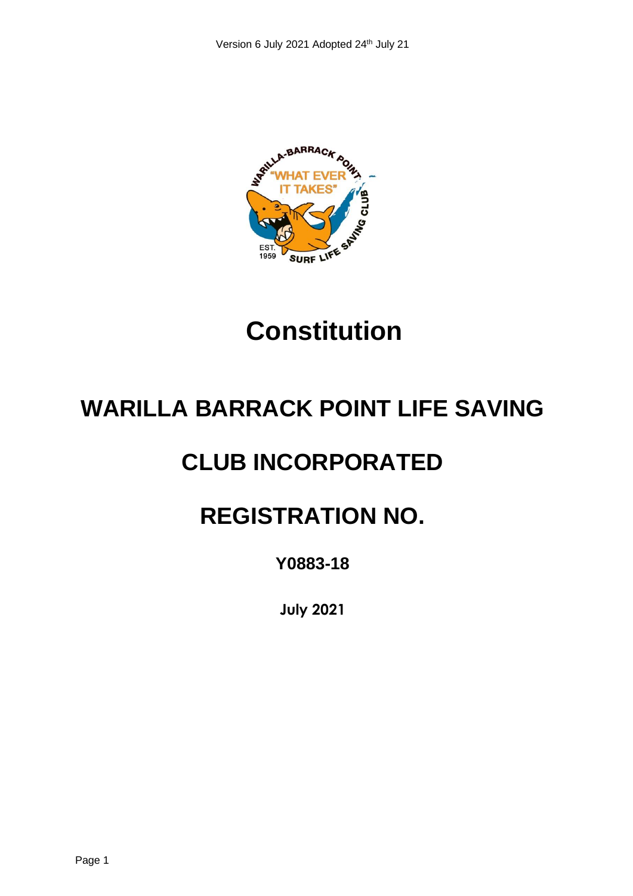Version 6 July 2021 Adopted 24th July 21

# Constitution

# WARILLA BARRACK POINT LIFE SAVING

# CLUB INCORPORATED

# REGISTRATION NO.

**Y0883-18**

**July 2021**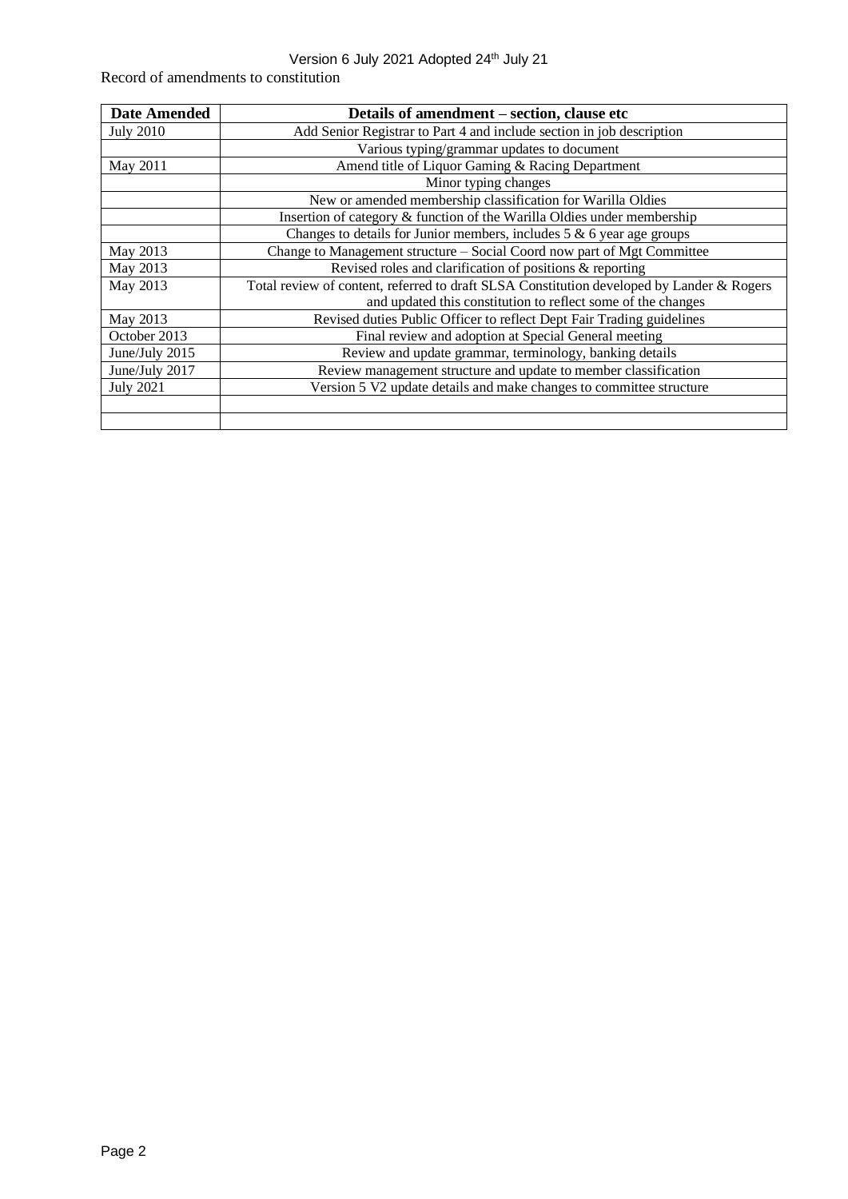Version 6 July 2021 Adopted 24th July 21

Record of amendments to constitution

| Date Amended | Details of amendment – section, clause etc |
|---|---|
| July 2010 | Add Senior Registrar to Part 4 and include section in job description |
| | Various typing/grammar updates to document |
| May 2011 | Amend title of Liquor Gaming & Racing Department |
| | Minor typing changes |
| | New or amended membership classification for Warilla Oldies |
| | Insertion of category & function of the Warilla Oldies under membership |
| | Changes to details for Junior members, includes 5 & 6 year age groups |
| May 2013 | Change to Management structure – Social Coord now part of Mgt Committee |
| May 2013 | Revised roles and clarification of positions & reporting |
| May 2013 | Total review of content, referred to draft SLSA Constitution developed by Lander & Rogers and updated this constitution to reflect some of the changes |
| May 2013 | Revised duties Public Officer to reflect Dept Fair Trading guidelines |
| October 2013 | Final review and adoption at Special General meeting |
| June/July 2015 | Review and update grammar, terminology, banking details |
| June/July 2017 | Review management structure and update to member classification |
| July 2021 | Version 5 V2 update details and make changes to committee structure |
| | |
| | |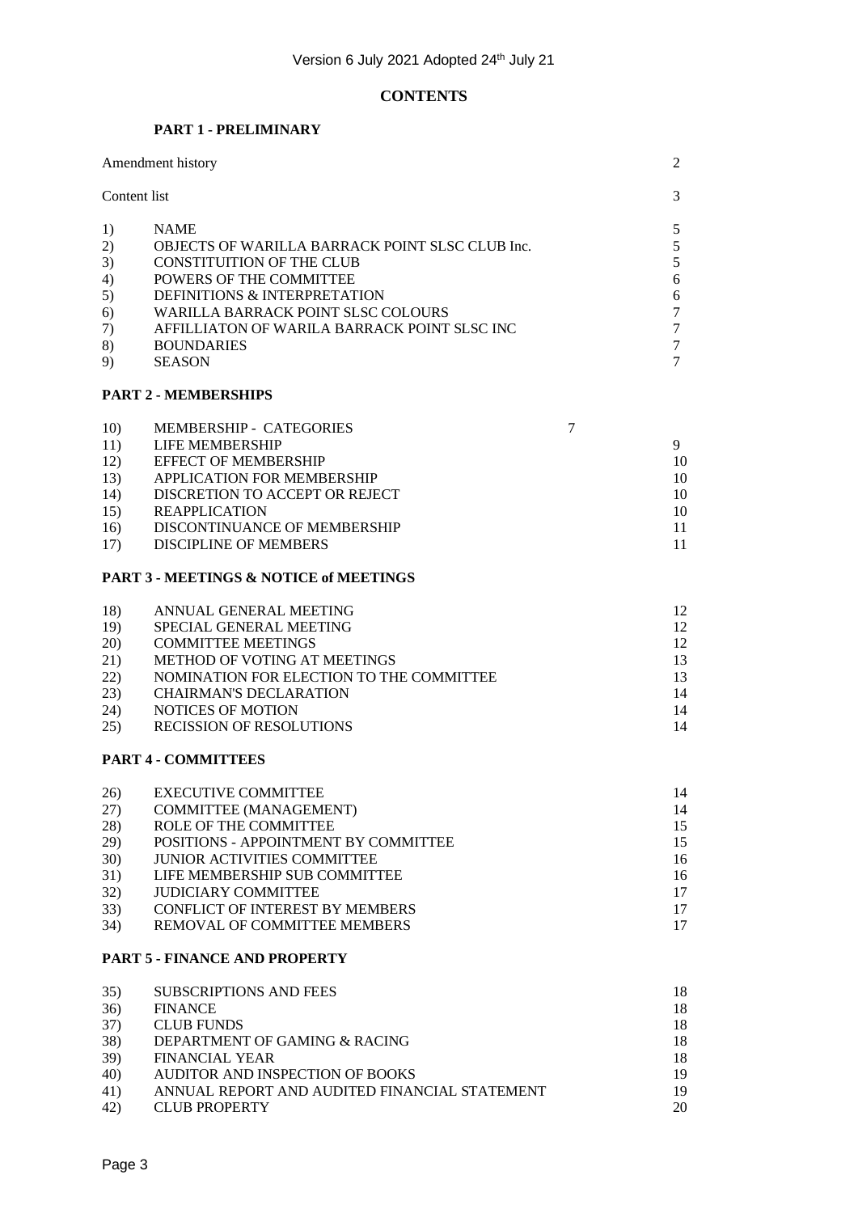## CONTENTS

### PART 1 - PRELIMINARY

| | | |
|---|---|---|
| Amendment history | | 2 |
| Content list | | 3 |
| 1) | NAME | 5 |
| 2) | OBJECTS OF WARILLA BARRACK POINT SLSC CLUB Inc. | 5 |
| 3) | CONSTITUITION OF THE CLUB | 5 |
| 4) | POWERS OF THE COMMITTEE | 6 |
| 5) | DEFINITIONS & INTERPRETATION | 6 |
| 6) | WARILLA BARRACK POINT SLSC COLOURS | 7 |
| 7) | AFFILLIATON OF WARILA BARRACK POINT SLSC INC | 7 |
| 8) | BOUNDARIES | 7 |
| 9) | SEASON | 7 |

### PART 2 - MEMBERSHIPS

| | | |
|---|---|---|
| 10) | MEMBERSHIP - CATEGORIES | 7 |
| 11) | LIFE MEMBERSHIP | 9 |
| 12) | EFFECT OF MEMBERSHIP | 10 |
| 13) | APPLICATION FOR MEMBERSHIP | 10 |
| 14) | DISCRETION TO ACCEPT OR REJECT | 10 |
| 15) | REAPPLICATION | 10 |
| 16) | DISCONTINUANCE OF MEMBERSHIP | 11 |
| 17) | DISCIPLINE OF MEMBERS | 11 |

### PART 3 - MEETINGS & NOTICE of MEETINGS

| | | |
|---|---|---|
| 18) | ANNUAL GENERAL MEETING | 12 |
| 19) | SPECIAL GENERAL MEETING | 12 |
| 20) | COMMITTEE MEETINGS | 12 |
| 21) | METHOD OF VOTING AT MEETINGS | 13 |
| 22) | NOMINATION FOR ELECTION TO THE COMMITTEE | 13 |
| 23) | CHAIRMAN'S DECLARATION | 14 |
| 24) | NOTICES OF MOTION | 14 |
| 25) | RECISSION OF RESOLUTIONS | 14 |

### PART 4 - COMMITTEES

| | | |
|---|---|---|
| 26) | EXECUTIVE COMMITTEE | 14 |
| 27) | COMMITTEE (MANAGEMENT) | 14 |
| 28) | ROLE OF THE COMMITTEE | 15 |
| 29) | POSITIONS - APPOINTMENT BY COMMITTEE | 15 |
| 30) | JUNIOR ACTIVITIES COMMITTEE | 16 |
| 31) | LIFE MEMBERSHIP SUB COMMITTEE | 16 |
| 32) | JUDICIARY COMMITTEE | 17 |
| 33) | CONFLICT OF INTEREST BY MEMBERS | 17 |
| 34) | REMOVAL OF COMMITTEE MEMBERS | 17 |

### PART 5 - FINANCE AND PROPERTY

| | | |
|---|---|---|
| 35) | SUBSCRIPTIONS AND FEES | 18 |
| 36) | FINANCE | 18 |
| 37) | CLUB FUNDS | 18 |
| 38) | DEPARTMENT OF GAMING & RACING | 18 |
| 39) | FINANCIAL YEAR | 18 |
| 40) | AUDITOR AND INSPECTION OF BOOKS | 19 |
| 41) | ANNUAL REPORT AND AUDITED FINANCIAL STATEMENT | 19 |
| 42) | CLUB PROPERTY | 20 |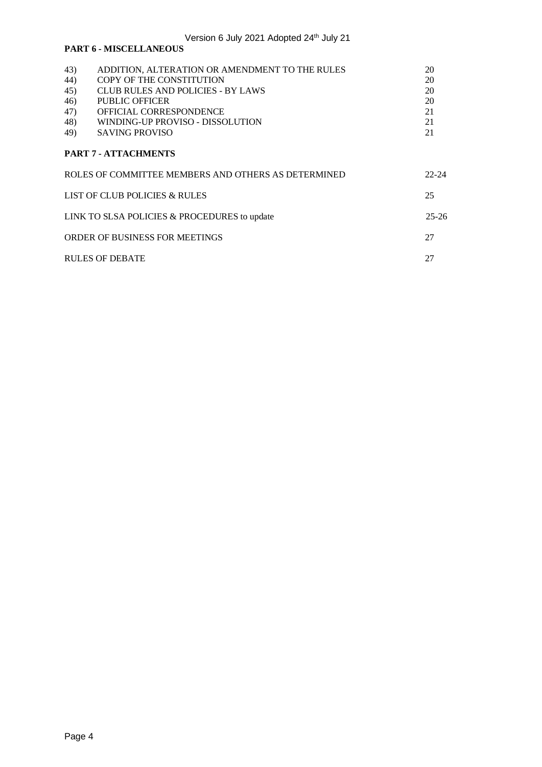## PART 6 - MISCELLANEOUS

| | | |
|---|---|---|
| 43) | ADDITION, ALTERATION OR AMENDMENT TO THE RULES | 20 |
| 44) | COPY OF THE CONSTITUTION | 20 |
| 45) | CLUB RULES AND POLICIES - BY LAWS | 20 |
| 46) | PUBLIC OFFICER | 20 |
| 47) | OFFICIAL CORRESPONDENCE | 21 |
| 48) | WINDING-UP PROVISO - DISSOLUTION | 21 |
| 49) | SAVING PROVISO | 21 |

## PART 7 - ATTACHMENTS

| | |
|---|---|
| ROLES OF COMMITTEE MEMBERS AND OTHERS AS DETERMINED | 22-24 |
| LIST OF CLUB POLICIES & RULES | 25 |
| LINK TO SLSA POLICIES & PROCEDURES to update | 25-26 |
| ORDER OF BUSINESS FOR MEETINGS | 27 |
| RULES OF DEBATE | 27 |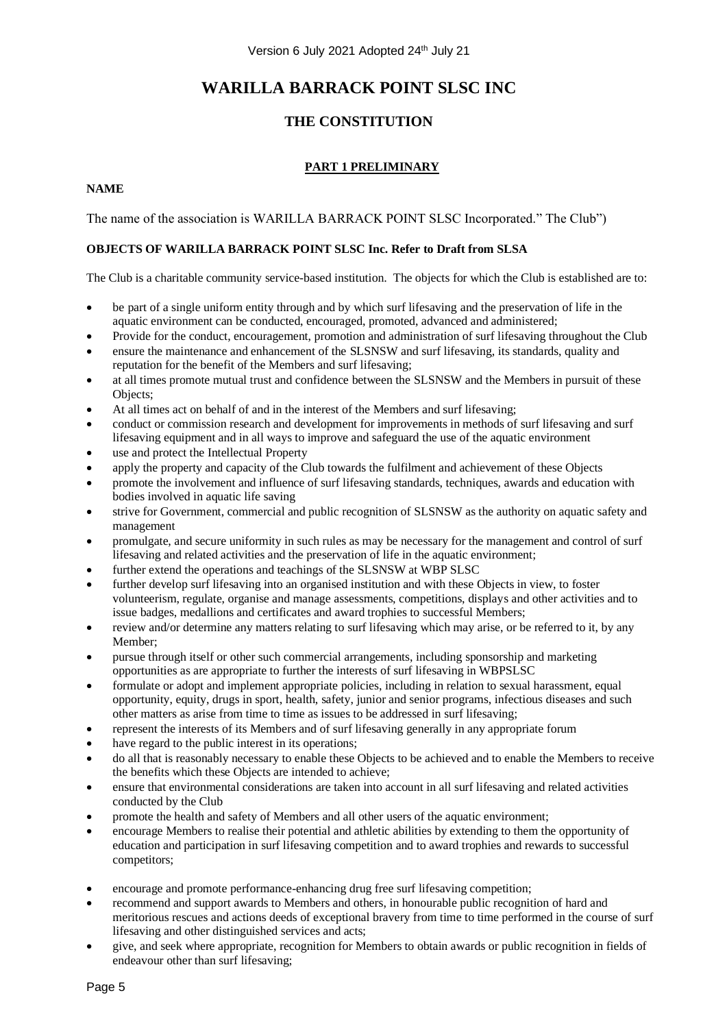# WARILLA BARRACK POINT SLSC INC

## THE CONSTITUTION

### PART 1 PRELIMINARY

**NAME**

The name of the association is WARILLA BARRACK POINT SLSC Incorporated." The Club")

**OBJECTS OF WARILLA BARRACK POINT SLSC Inc. Refer to Draft from SLSA**

The Club is a charitable community service-based institution. The objects for which the Club is established are to:

- be part of a single uniform entity through and by which surf lifesaving and the preservation of life in the aquatic environment can be conducted, encouraged, promoted, advanced and administered;
- Provide for the conduct, encouragement, promotion and administration of surf lifesaving throughout the Club
- ensure the maintenance and enhancement of the SLSNSW and surf lifesaving, its standards, quality and reputation for the benefit of the Members and surf lifesaving;
- at all times promote mutual trust and confidence between the SLSNSW and the Members in pursuit of these Objects;
- At all times act on behalf of and in the interest of the Members and surf lifesaving;
- conduct or commission research and development for improvements in methods of surf lifesaving and surf lifesaving equipment and in all ways to improve and safeguard the use of the aquatic environment
- use and protect the Intellectual Property
- apply the property and capacity of the Club towards the fulfilment and achievement of these Objects
- promote the involvement and influence of surf lifesaving standards, techniques, awards and education with bodies involved in aquatic life saving
- strive for Government, commercial and public recognition of SLSNSW as the authority on aquatic safety and management
- promulgate, and secure uniformity in such rules as may be necessary for the management and control of surf lifesaving and related activities and the preservation of life in the aquatic environment;
- further extend the operations and teachings of the SLSNSW at WBP SLSC
- further develop surf lifesaving into an organised institution and with these Objects in view, to foster volunteerism, regulate, organise and manage assessments, competitions, displays and other activities and to issue badges, medallions and certificates and award trophies to successful Members;
- review and/or determine any matters relating to surf lifesaving which may arise, or be referred to it, by any Member;
- pursue through itself or other such commercial arrangements, including sponsorship and marketing opportunities as are appropriate to further the interests of surf lifesaving in WBPSLSC
- formulate or adopt and implement appropriate policies, including in relation to sexual harassment, equal opportunity, equity, drugs in sport, health, safety, junior and senior programs, infectious diseases and such other matters as arise from time to time as issues to be addressed in surf lifesaving;
- represent the interests of its Members and of surf lifesaving generally in any appropriate forum
- have regard to the public interest in its operations;
- do all that is reasonably necessary to enable these Objects to be achieved and to enable the Members to receive the benefits which these Objects are intended to achieve;
- ensure that environmental considerations are taken into account in all surf lifesaving and related activities conducted by the Club
- promote the health and safety of Members and all other users of the aquatic environment;
- encourage Members to realise their potential and athletic abilities by extending to them the opportunity of education and participation in surf lifesaving competition and to award trophies and rewards to successful competitors;
- encourage and promote performance-enhancing drug free surf lifesaving competition;
- recommend and support awards to Members and others, in honourable public recognition of hard and meritorious rescues and actions deeds of exceptional bravery from time to time performed in the course of surf lifesaving and other distinguished services and acts;
- give, and seek where appropriate, recognition for Members to obtain awards or public recognition in fields of endeavour other than surf lifesaving;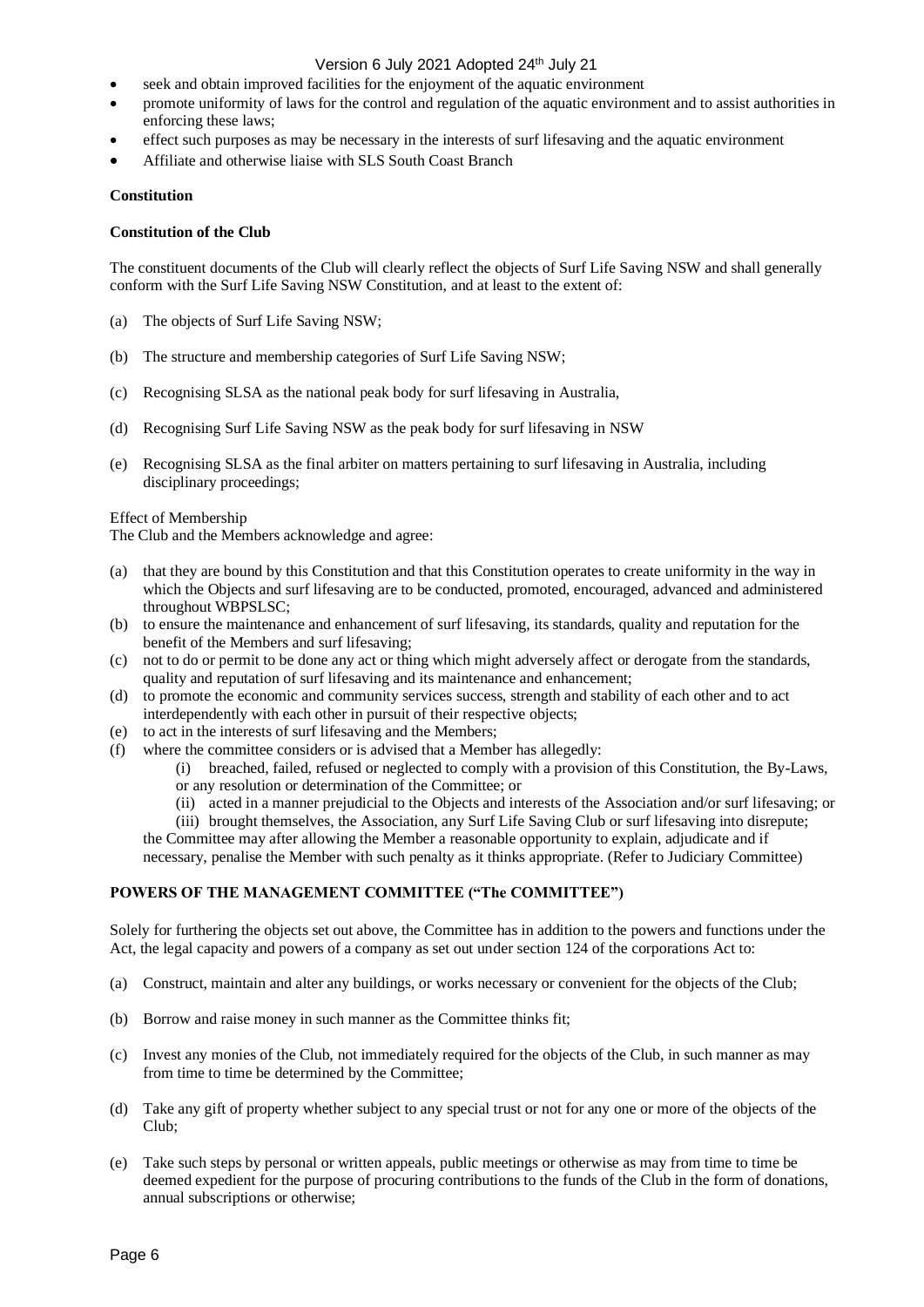- seek and obtain improved facilities for the enjoyment of the aquatic environment
- promote uniformity of laws for the control and regulation of the aquatic environment and to assist authorities in enforcing these laws;
- effect such purposes as may be necessary in the interests of surf lifesaving and the aquatic environment
- Affiliate and otherwise liaise with SLS South Coast Branch

**Constitution**

**Constitution of the Club**

The constituent documents of the Club will clearly reflect the objects of Surf Life Saving NSW and shall generally conform with the Surf Life Saving NSW Constitution, and at least to the extent of:

(a) The objects of Surf Life Saving NSW;

(b) The structure and membership categories of Surf Life Saving NSW;

(c) Recognising SLSA as the national peak body for surf lifesaving in Australia,

(d) Recognising Surf Life Saving NSW as the peak body for surf lifesaving in NSW

(e) Recognising SLSA as the final arbiter on matters pertaining to surf lifesaving in Australia, including disciplinary proceedings;

Effect of Membership

The Club and the Members acknowledge and agree:

(a) that they are bound by this Constitution and that this Constitution operates to create uniformity in the way in which the Objects and surf lifesaving are to be conducted, promoted, encouraged, advanced and administered throughout WBPSLSC;

(b) to ensure the maintenance and enhancement of surf lifesaving, its standards, quality and reputation for the benefit of the Members and surf lifesaving;

(c) not to do or permit to be done any act or thing which might adversely affect or derogate from the standards, quality and reputation of surf lifesaving and its maintenance and enhancement;

(d) to promote the economic and community services success, strength and stability of each other and to act interdependently with each other in pursuit of their respective objects;

(e) to act in the interests of surf lifesaving and the Members;

(f) where the committee considers or is advised that a Member has allegedly:

(i) breached, failed, refused or neglected to comply with a provision of this Constitution, the By-Laws, or any resolution or determination of the Committee; or

(ii) acted in a manner prejudicial to the Objects and interests of the Association and/or surf lifesaving; or

(iii) brought themselves, the Association, any Surf Life Saving Club or surf lifesaving into disrepute;

the Committee may after allowing the Member a reasonable opportunity to explain, adjudicate and if necessary, penalise the Member with such penalty as it thinks appropriate. (Refer to Judiciary Committee)

**POWERS OF THE MANAGEMENT COMMITTEE ("The COMMITTEE")**

Solely for furthering the objects set out above, the Committee has in addition to the powers and functions under the Act, the legal capacity and powers of a company as set out under section 124 of the corporations Act to:

(a) Construct, maintain and alter any buildings, or works necessary or convenient for the objects of the Club;

(b) Borrow and raise money in such manner as the Committee thinks fit;

(c) Invest any monies of the Club, not immediately required for the objects of the Club, in such manner as may from time to time be determined by the Committee;

(d) Take any gift of property whether subject to any special trust or not for any one or more of the objects of the Club;

(e) Take such steps by personal or written appeals, public meetings or otherwise as may from time to time be deemed expedient for the purpose of procuring contributions to the funds of the Club in the form of donations, annual subscriptions or otherwise;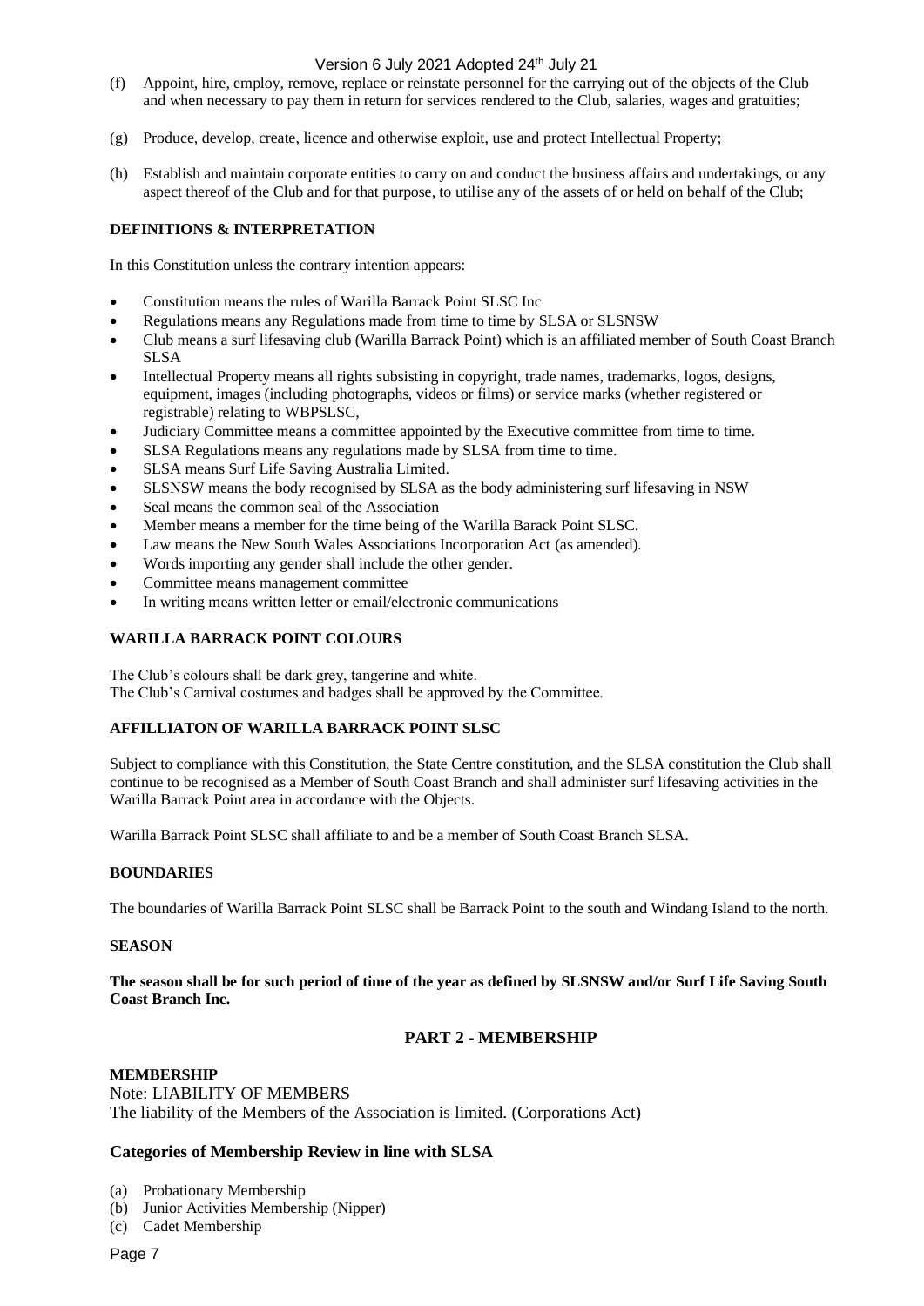(f) Appoint, hire, employ, remove, replace or reinstate personnel for the carrying out of the objects of the Club and when necessary to pay them in return for services rendered to the Club, salaries, wages and gratuities;

(g) Produce, develop, create, licence and otherwise exploit, use and protect Intellectual Property;

(h) Establish and maintain corporate entities to carry on and conduct the business affairs and undertakings, or any aspect thereof of the Club and for that purpose, to utilise any of the assets of or held on behalf of the Club;

**DEFINITIONS & INTERPRETATION**

In this Constitution unless the contrary intention appears:

- Constitution means the rules of Warilla Barrack Point SLSC Inc
- Regulations means any Regulations made from time to time by SLSA or SLSNSW
- Club means a surf lifesaving club (Warilla Barrack Point) which is an affiliated member of South Coast Branch SLSA
- Intellectual Property means all rights subsisting in copyright, trade names, trademarks, logos, designs, equipment, images (including photographs, videos or films) or service marks (whether registered or registrable) relating to WBPSLSC,
- Judiciary Committee means a committee appointed by the Executive committee from time to time.
- SLSA Regulations means any regulations made by SLSA from time to time.
- SLSA means Surf Life Saving Australia Limited.
- SLSNSW means the body recognised by SLSA as the body administering surf lifesaving in NSW
- Seal means the common seal of the Association
- Member means a member for the time being of the Warilla Barack Point SLSC.
- Law means the New South Wales Associations Incorporation Act (as amended).
- Words importing any gender shall include the other gender.
- Committee means management committee
- In writing means written letter or email/electronic communications

**WARILLA BARRACK POINT COLOURS**

The Club's colours shall be dark grey, tangerine and white.
The Club's Carnival costumes and badges shall be approved by the Committee.

**AFFILLIATON OF WARILLA BARRACK POINT SLSC**

Subject to compliance with this Constitution, the State Centre constitution, and the SLSA constitution the Club shall continue to be recognised as a Member of South Coast Branch and shall administer surf lifesaving activities in the Warilla Barrack Point area in accordance with the Objects.

Warilla Barrack Point SLSC shall affiliate to and be a member of South Coast Branch SLSA.

**BOUNDARIES**

The boundaries of Warilla Barrack Point SLSC shall be Barrack Point to the south and Windang Island to the north.

**SEASON**

**The season shall be for such period of time of the year as defined by SLSNSW and/or Surf Life Saving South Coast Branch Inc.**

## PART 2 - MEMBERSHIP

**MEMBERSHIP**

Note: LIABILITY OF MEMBERS
The liability of the Members of the Association is limited. (Corporations Act)

### Categories of Membership Review in line with SLSA

(a) Probationary Membership
(b) Junior Activities Membership (Nipper)
(c) Cadet Membership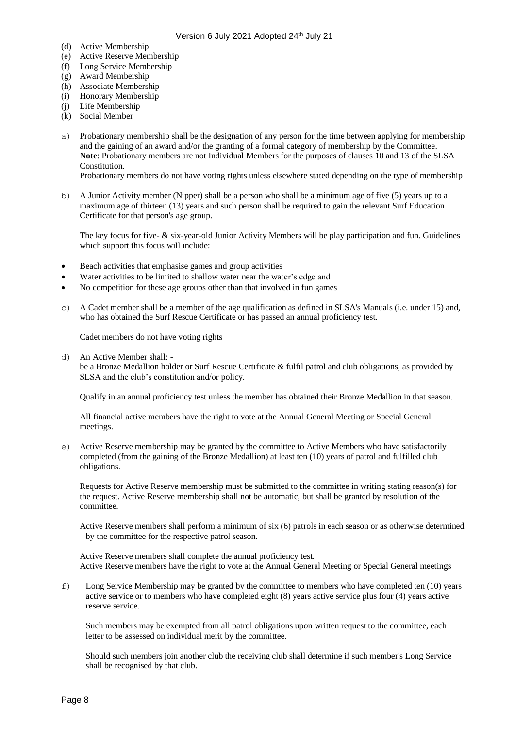- (d) Active Membership
- (e) Active Reserve Membership
- (f) Long Service Membership
- (g) Award Membership
- (h) Associate Membership
- (i) Honorary Membership
- (j) Life Membership
- (k) Social Member

a) Probationary membership shall be the designation of any person for the time between applying for membership and the gaining of an award and/or the granting of a formal category of membership by the Committee. **Note**: Probationary members are not Individual Members for the purposes of clauses 10 and 13 of the SLSA Constitution.
Probationary members do not have voting rights unless elsewhere stated depending on the type of membership

b) A Junior Activity member (Nipper) shall be a person who shall be a minimum age of five (5) years up to a maximum age of thirteen (13) years and such person shall be required to gain the relevant Surf Education Certificate for that person's age group.

The key focus for five- & six-year-old Junior Activity Members will be play participation and fun. Guidelines which support this focus will include:

- Beach activities that emphasise games and group activities
- Water activities to be limited to shallow water near the water's edge and
- No competition for these age groups other than that involved in fun games

c) A Cadet member shall be a member of the age qualification as defined in SLSA's Manuals (i.e. under 15) and, who has obtained the Surf Rescue Certificate or has passed an annual proficiency test.

Cadet members do not have voting rights

d) An Active Member shall: -
be a Bronze Medallion holder or Surf Rescue Certificate & fulfil patrol and club obligations, as provided by SLSA and the club's constitution and/or policy.

Qualify in an annual proficiency test unless the member has obtained their Bronze Medallion in that season.

All financial active members have the right to vote at the Annual General Meeting or Special General meetings.

e) Active Reserve membership may be granted by the committee to Active Members who have satisfactorily completed (from the gaining of the Bronze Medallion) at least ten (10) years of patrol and fulfilled club obligations.

Requests for Active Reserve membership must be submitted to the committee in writing stating reason(s) for the request. Active Reserve membership shall not be automatic, but shall be granted by resolution of the committee.

Active Reserve members shall perform a minimum of six (6) patrols in each season or as otherwise determined by the committee for the respective patrol season.

Active Reserve members shall complete the annual proficiency test.
Active Reserve members have the right to vote at the Annual General Meeting or Special General meetings

f) Long Service Membership may be granted by the committee to members who have completed ten (10) years active service or to members who have completed eight (8) years active service plus four (4) years active reserve service.

Such members may be exempted from all patrol obligations upon written request to the committee, each letter to be assessed on individual merit by the committee.

Should such members join another club the receiving club shall determine if such member's Long Service shall be recognised by that club.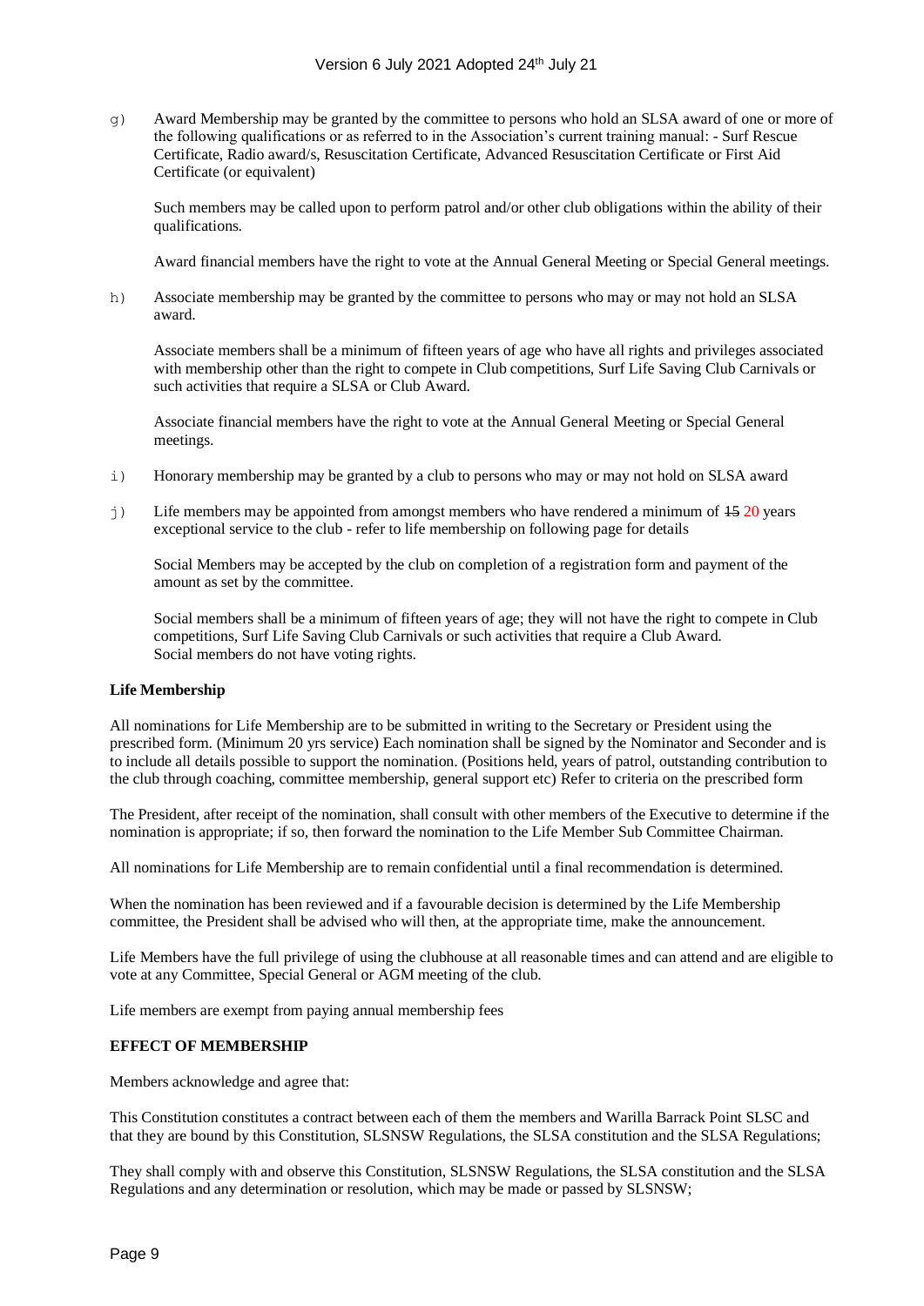g) Award Membership may be granted by the committee to persons who hold an SLSA award of one or more of the following qualifications or as referred to in the Association's current training manual: - Surf Rescue Certificate, Radio award/s, Resuscitation Certificate, Advanced Resuscitation Certificate or First Aid Certificate (or equivalent)

Such members may be called upon to perform patrol and/or other club obligations within the ability of their qualifications.

Award financial members have the right to vote at the Annual General Meeting or Special General meetings.

h) Associate membership may be granted by the committee to persons who may or may not hold an SLSA award.

Associate members shall be a minimum of fifteen years of age who have all rights and privileges associated with membership other than the right to compete in Club competitions, Surf Life Saving Club Carnivals or such activities that require a SLSA or Club Award.

Associate financial members have the right to vote at the Annual General Meeting or Special General meetings.

i) Honorary membership may be granted by a club to persons who may or may not hold on SLSA award

j) Life members may be appointed from amongst members who have rendered a minimum of ~~15~~ 20 years exceptional service to the club - refer to life membership on following page for details

Social Members may be accepted by the club on completion of a registration form and payment of the amount as set by the committee.

Social members shall be a minimum of fifteen years of age; they will not have the right to compete in Club competitions, Surf Life Saving Club Carnivals or such activities that require a Club Award.
Social members do not have voting rights.

**Life Membership**

All nominations for Life Membership are to be submitted in writing to the Secretary or President using the prescribed form. (Minimum 20 yrs service) Each nomination shall be signed by the Nominator and Seconder and is to include all details possible to support the nomination. (Positions held, years of patrol, outstanding contribution to the club through coaching, committee membership, general support etc) Refer to criteria on the prescribed form

The President, after receipt of the nomination, shall consult with other members of the Executive to determine if the nomination is appropriate; if so, then forward the nomination to the Life Member Sub Committee Chairman.

All nominations for Life Membership are to remain confidential until a final recommendation is determined.

When the nomination has been reviewed and if a favourable decision is determined by the Life Membership committee, the President shall be advised who will then, at the appropriate time, make the announcement.

Life Members have the full privilege of using the clubhouse at all reasonable times and can attend and are eligible to vote at any Committee, Special General or AGM meeting of the club.

Life members are exempt from paying annual membership fees

**EFFECT OF MEMBERSHIP**

Members acknowledge and agree that:

This Constitution constitutes a contract between each of them the members and Warilla Barrack Point SLSC and that they are bound by this Constitution, SLSNSW Regulations, the SLSA constitution and the SLSA Regulations;

They shall comply with and observe this Constitution, SLSNSW Regulations, the SLSA constitution and the SLSA Regulations and any determination or resolution, which may be made or passed by SLSNSW;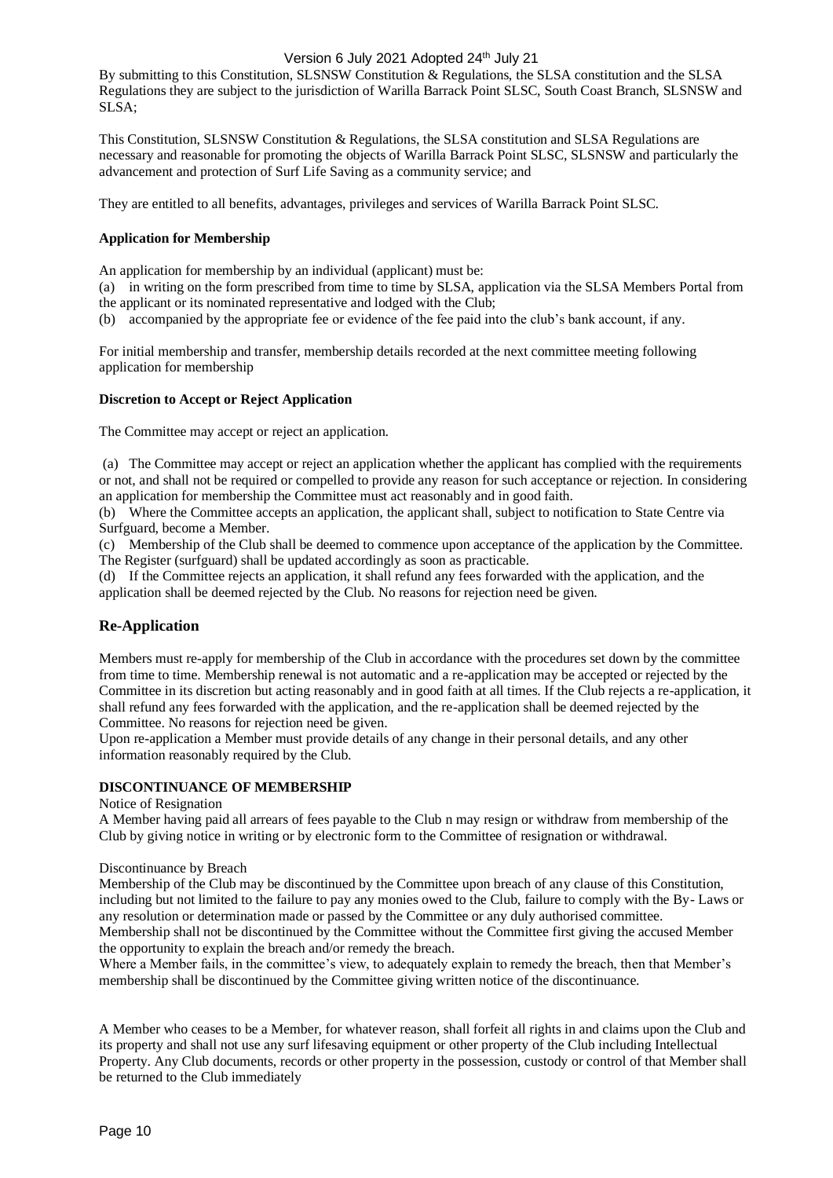By submitting to this Constitution, SLSNSW Constitution & Regulations, the SLSA constitution and the SLSA Regulations they are subject to the jurisdiction of Warilla Barrack Point SLSC, South Coast Branch, SLSNSW and SLSA;

This Constitution, SLSNSW Constitution & Regulations, the SLSA constitution and SLSA Regulations are necessary and reasonable for promoting the objects of Warilla Barrack Point SLSC, SLSNSW and particularly the advancement and protection of Surf Life Saving as a community service; and

They are entitled to all benefits, advantages, privileges and services of Warilla Barrack Point SLSC.

**Application for Membership**

An application for membership by an individual (applicant) must be:

(a) in writing on the form prescribed from time to time by SLSA, application via the SLSA Members Portal from the applicant or its nominated representative and lodged with the Club;

(b) accompanied by the appropriate fee or evidence of the fee paid into the club's bank account, if any.

For initial membership and transfer, membership details recorded at the next committee meeting following application for membership

**Discretion to Accept or Reject Application**

The Committee may accept or reject an application.

(a) The Committee may accept or reject an application whether the applicant has complied with the requirements or not, and shall not be required or compelled to provide any reason for such acceptance or rejection. In considering an application for membership the Committee must act reasonably and in good faith.

(b) Where the Committee accepts an application, the applicant shall, subject to notification to State Centre via Surfguard, become a Member.

(c) Membership of the Club shall be deemed to commence upon acceptance of the application by the Committee. The Register (surfguard) shall be updated accordingly as soon as practicable.

(d) If the Committee rejects an application, it shall refund any fees forwarded with the application, and the application shall be deemed rejected by the Club. No reasons for rejection need be given.

## Re-Application

Members must re-apply for membership of the Club in accordance with the procedures set down by the committee from time to time. Membership renewal is not automatic and a re-application may be accepted or rejected by the Committee in its discretion but acting reasonably and in good faith at all times. If the Club rejects a re-application, it shall refund any fees forwarded with the application, and the re-application shall be deemed rejected by the Committee. No reasons for rejection need be given.

Upon re-application a Member must provide details of any change in their personal details, and any other information reasonably required by the Club.

**DISCONTINUANCE OF MEMBERSHIP**

Notice of Resignation

A Member having paid all arrears of fees payable to the Club n may resign or withdraw from membership of the Club by giving notice in writing or by electronic form to the Committee of resignation or withdrawal.

Discontinuance by Breach

Membership of the Club may be discontinued by the Committee upon breach of any clause of this Constitution, including but not limited to the failure to pay any monies owed to the Club, failure to comply with the By- Laws or any resolution or determination made or passed by the Committee or any duly authorised committee.

Membership shall not be discontinued by the Committee without the Committee first giving the accused Member the opportunity to explain the breach and/or remedy the breach.

Where a Member fails, in the committee's view, to adequately explain to remedy the breach, then that Member's membership shall be discontinued by the Committee giving written notice of the discontinuance.

A Member who ceases to be a Member, for whatever reason, shall forfeit all rights in and claims upon the Club and its property and shall not use any surf lifesaving equipment or other property of the Club including Intellectual Property. Any Club documents, records or other property in the possession, custody or control of that Member shall be returned to the Club immediately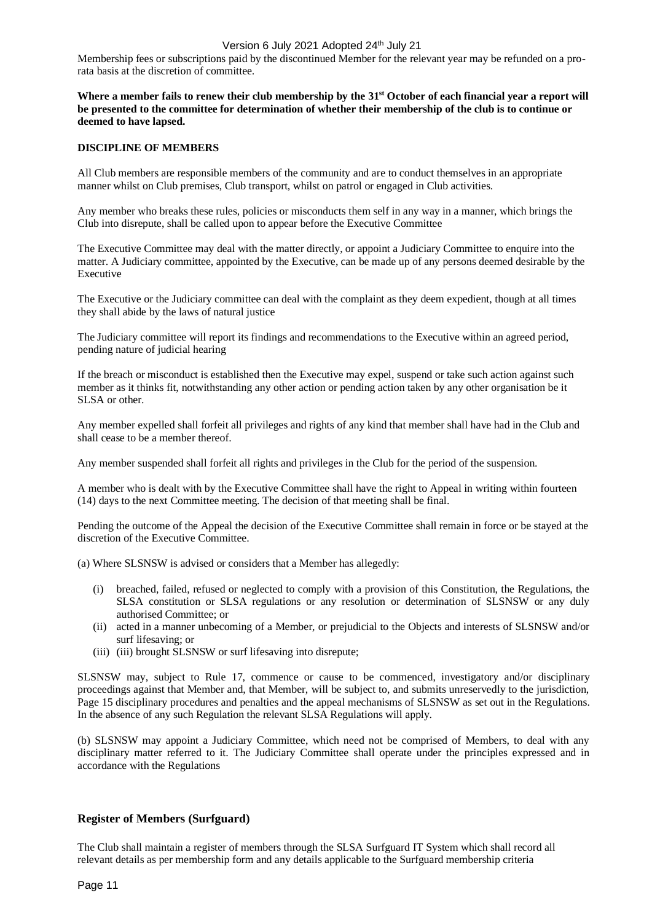Membership fees or subscriptions paid by the discontinued Member for the relevant year may be refunded on a pro-rata basis at the discretion of committee.

**Where a member fails to renew their club membership by the 31st October of each financial year a report will be presented to the committee for determination of whether their membership of the club is to continue or deemed to have lapsed.**

**DISCIPLINE OF MEMBERS**

All Club members are responsible members of the community and are to conduct themselves in an appropriate manner whilst on Club premises, Club transport, whilst on patrol or engaged in Club activities.

Any member who breaks these rules, policies or misconducts them self in any way in a manner, which brings the Club into disrepute, shall be called upon to appear before the Executive Committee

The Executive Committee may deal with the matter directly, or appoint a Judiciary Committee to enquire into the matter. A Judiciary committee, appointed by the Executive, can be made up of any persons deemed desirable by the Executive

The Executive or the Judiciary committee can deal with the complaint as they deem expedient, though at all times they shall abide by the laws of natural justice

The Judiciary committee will report its findings and recommendations to the Executive within an agreed period, pending nature of judicial hearing

If the breach or misconduct is established then the Executive may expel, suspend or take such action against such member as it thinks fit, notwithstanding any other action or pending action taken by any other organisation be it SLSA or other.

Any member expelled shall forfeit all privileges and rights of any kind that member shall have had in the Club and shall cease to be a member thereof.

Any member suspended shall forfeit all rights and privileges in the Club for the period of the suspension.

A member who is dealt with by the Executive Committee shall have the right to Appeal in writing within fourteen (14) days to the next Committee meeting. The decision of that meeting shall be final.

Pending the outcome of the Appeal the decision of the Executive Committee shall remain in force or be stayed at the discretion of the Executive Committee.

(a) Where SLSNSW is advised or considers that a Member has allegedly:

- (i) breached, failed, refused or neglected to comply with a provision of this Constitution, the Regulations, the SLSA constitution or SLSA regulations or any resolution or determination of SLSNSW or any duly authorised Committee; or
- (ii) acted in a manner unbecoming of a Member, or prejudicial to the Objects and interests of SLSNSW and/or surf lifesaving; or
- (iii) (iii) brought SLSNSW or surf lifesaving into disrepute;

SLSNSW may, subject to Rule 17, commence or cause to be commenced, investigatory and/or disciplinary proceedings against that Member and, that Member, will be subject to, and submits unreservedly to the jurisdiction, Page 15 disciplinary procedures and penalties and the appeal mechanisms of SLSNSW as set out in the Regulations. In the absence of any such Regulation the relevant SLSA Regulations will apply.

(b) SLSNSW may appoint a Judiciary Committee, which need not be comprised of Members, to deal with any disciplinary matter referred to it. The Judiciary Committee shall operate under the principles expressed and in accordance with the Regulations

## Register of Members (Surfguard)

The Club shall maintain a register of members through the SLSA Surfguard IT System which shall record all relevant details as per membership form and any details applicable to the Surfguard membership criteria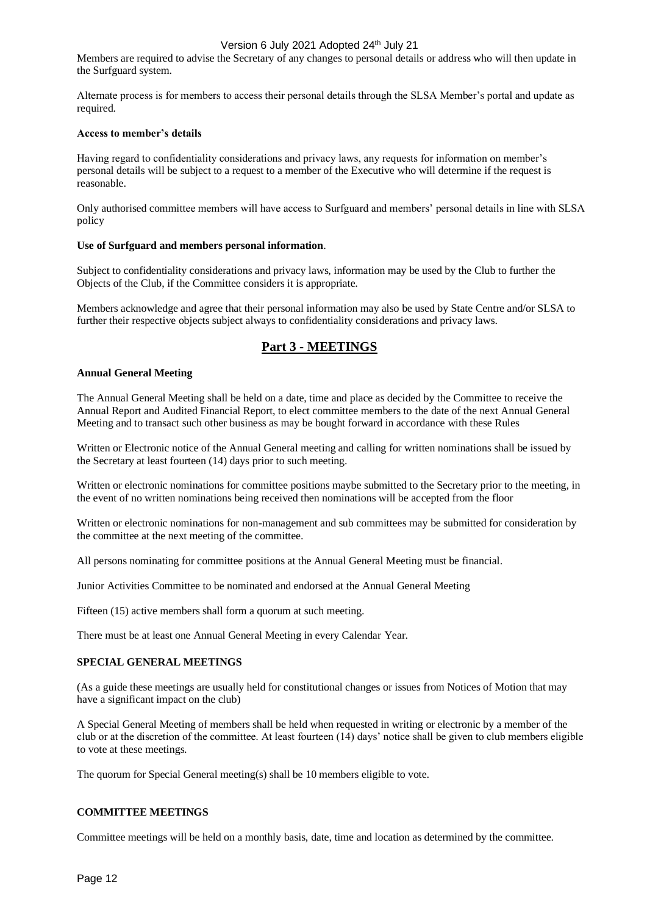Members are required to advise the Secretary of any changes to personal details or address who will then update in the Surfguard system.

Alternate process is for members to access their personal details through the SLSA Member's portal and update as required.

**Access to member's details**

Having regard to confidentiality considerations and privacy laws, any requests for information on member's personal details will be subject to a request to a member of the Executive who will determine if the request is reasonable.

Only authorised committee members will have access to Surfguard and members' personal details in line with SLSA policy

**Use of Surfguard and members personal information**.

Subject to confidentiality considerations and privacy laws, information may be used by the Club to further the Objects of the Club, if the Committee considers it is appropriate.

Members acknowledge and agree that their personal information may also be used by State Centre and/or SLSA to further their respective objects subject always to confidentiality considerations and privacy laws.

## Part 3 - MEETINGS

**Annual General Meeting**

The Annual General Meeting shall be held on a date, time and place as decided by the Committee to receive the Annual Report and Audited Financial Report, to elect committee members to the date of the next Annual General Meeting and to transact such other business as may be bought forward in accordance with these Rules

Written or Electronic notice of the Annual General meeting and calling for written nominations shall be issued by the Secretary at least fourteen (14) days prior to such meeting.

Written or electronic nominations for committee positions maybe submitted to the Secretary prior to the meeting, in the event of no written nominations being received then nominations will be accepted from the floor

Written or electronic nominations for non-management and sub committees may be submitted for consideration by the committee at the next meeting of the committee.

All persons nominating for committee positions at the Annual General Meeting must be financial.

Junior Activities Committee to be nominated and endorsed at the Annual General Meeting

Fifteen (15) active members shall form a quorum at such meeting.

There must be at least one Annual General Meeting in every Calendar Year.

**SPECIAL GENERAL MEETINGS**

(As a guide these meetings are usually held for constitutional changes or issues from Notices of Motion that may have a significant impact on the club)

A Special General Meeting of members shall be held when requested in writing or electronic by a member of the club or at the discretion of the committee. At least fourteen (14) days' notice shall be given to club members eligible to vote at these meetings.

The quorum for Special General meeting(s) shall be 10 members eligible to vote.

**COMMITTEE MEETINGS**

Committee meetings will be held on a monthly basis, date, time and location as determined by the committee.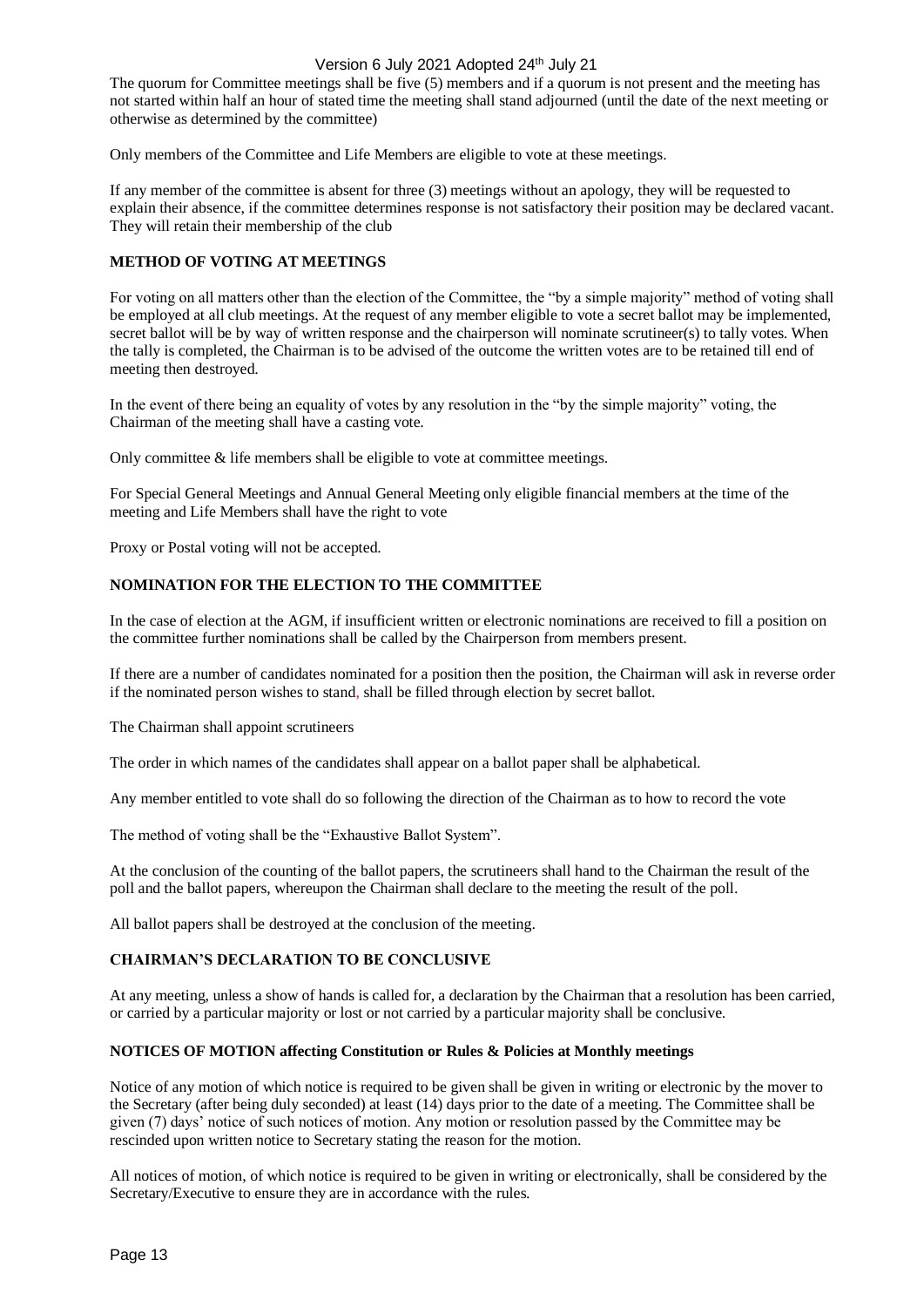The quorum for Committee meetings shall be five (5) members and if a quorum is not present and the meeting has not started within half an hour of stated time the meeting shall stand adjourned (until the date of the next meeting or otherwise as determined by the committee)

Only members of the Committee and Life Members are eligible to vote at these meetings.

If any member of the committee is absent for three (3) meetings without an apology, they will be requested to explain their absence, if the committee determines response is not satisfactory their position may be declared vacant. They will retain their membership of the club

**METHOD OF VOTING AT MEETINGS**

For voting on all matters other than the election of the Committee, the "by a simple majority" method of voting shall be employed at all club meetings. At the request of any member eligible to vote a secret ballot may be implemented, secret ballot will be by way of written response and the chairperson will nominate scrutineer(s) to tally votes. When the tally is completed, the Chairman is to be advised of the outcome the written votes are to be retained till end of meeting then destroyed.

In the event of there being an equality of votes by any resolution in the "by the simple majority" voting, the Chairman of the meeting shall have a casting vote.

Only committee & life members shall be eligible to vote at committee meetings.

For Special General Meetings and Annual General Meeting only eligible financial members at the time of the meeting and Life Members shall have the right to vote

Proxy or Postal voting will not be accepted.

**NOMINATION FOR THE ELECTION TO THE COMMITTEE**

In the case of election at the AGM, if insufficient written or electronic nominations are received to fill a position on the committee further nominations shall be called by the Chairperson from members present.

If there are a number of candidates nominated for a position then the position, the Chairman will ask in reverse order if the nominated person wishes to stand, shall be filled through election by secret ballot.

The Chairman shall appoint scrutineers

The order in which names of the candidates shall appear on a ballot paper shall be alphabetical.

Any member entitled to vote shall do so following the direction of the Chairman as to how to record the vote

The method of voting shall be the "Exhaustive Ballot System".

At the conclusion of the counting of the ballot papers, the scrutineers shall hand to the Chairman the result of the poll and the ballot papers, whereupon the Chairman shall declare to the meeting the result of the poll.

All ballot papers shall be destroyed at the conclusion of the meeting.

**CHAIRMAN'S DECLARATION TO BE CONCLUSIVE**

At any meeting, unless a show of hands is called for, a declaration by the Chairman that a resolution has been carried, or carried by a particular majority or lost or not carried by a particular majority shall be conclusive.

**NOTICES OF MOTION affecting Constitution or Rules & Policies at Monthly meetings**

Notice of any motion of which notice is required to be given shall be given in writing or electronic by the mover to the Secretary (after being duly seconded) at least (14) days prior to the date of a meeting. The Committee shall be given (7) days' notice of such notices of motion. Any motion or resolution passed by the Committee may be rescinded upon written notice to Secretary stating the reason for the motion.

All notices of motion, of which notice is required to be given in writing or electronically, shall be considered by the Secretary/Executive to ensure they are in accordance with the rules.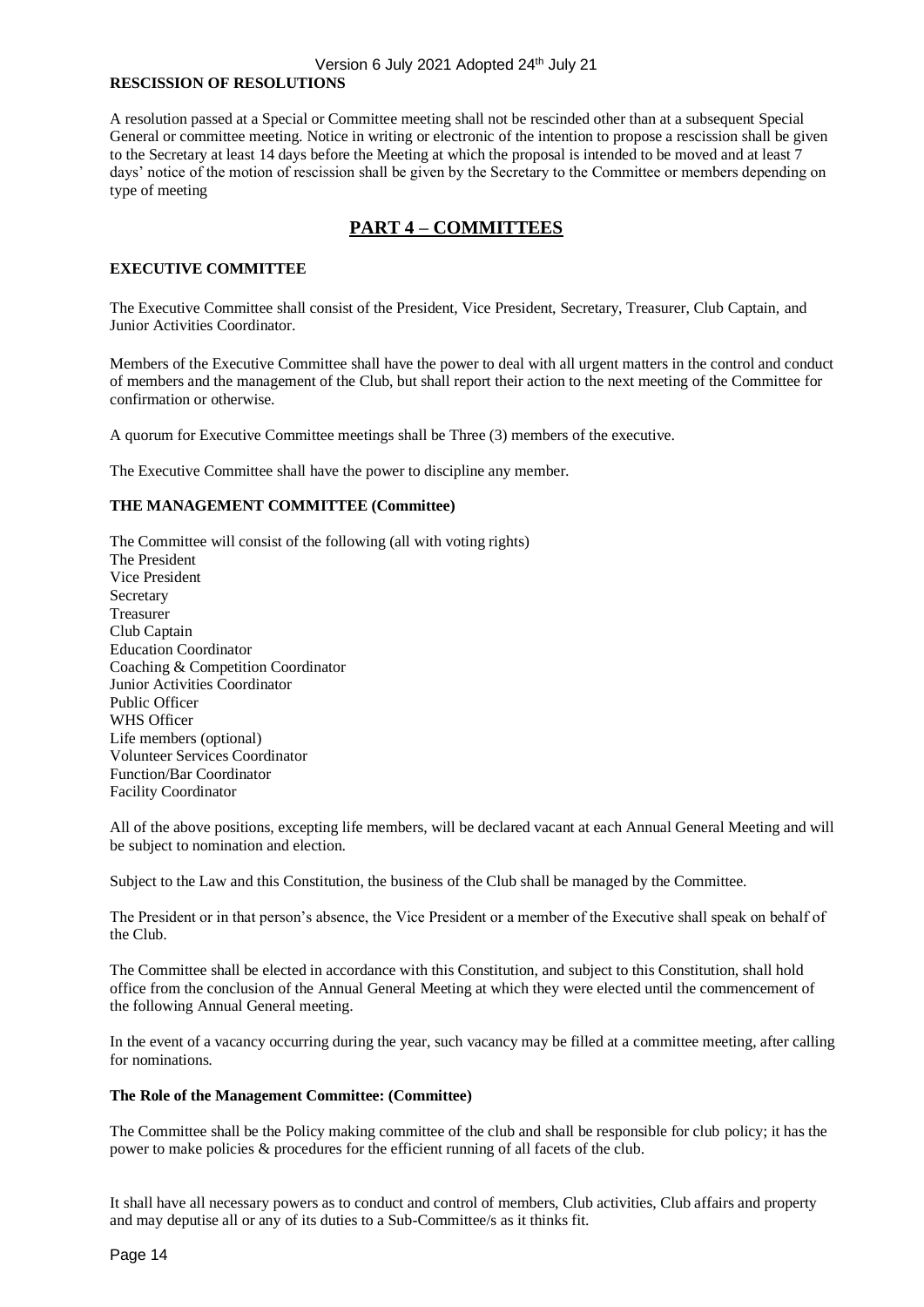**RESCISSION OF RESOLUTIONS**

A resolution passed at a Special or Committee meeting shall not be rescinded other than at a subsequent Special General or committee meeting. Notice in writing or electronic of the intention to propose a rescission shall be given to the Secretary at least 14 days before the Meeting at which the proposal is intended to be moved and at least 7 days' notice of the motion of rescission shall be given by the Secretary to the Committee or members depending on type of meeting

## PART 4 – COMMITTEES

**EXECUTIVE COMMITTEE**

The Executive Committee shall consist of the President, Vice President, Secretary, Treasurer, Club Captain, and Junior Activities Coordinator.

Members of the Executive Committee shall have the power to deal with all urgent matters in the control and conduct of members and the management of the Club, but shall report their action to the next meeting of the Committee for confirmation or otherwise.

A quorum for Executive Committee meetings shall be Three (3) members of the executive.

The Executive Committee shall have the power to discipline any member.

**THE MANAGEMENT COMMITTEE (Committee)**

The Committee will consist of the following (all with voting rights)
The President
Vice President
Secretary
Treasurer
Club Captain
Education Coordinator
Coaching & Competition Coordinator
Junior Activities Coordinator
Public Officer
WHS Officer
Life members (optional)
Volunteer Services Coordinator
Function/Bar Coordinator
Facility Coordinator

All of the above positions, excepting life members, will be declared vacant at each Annual General Meeting and will be subject to nomination and election.

Subject to the Law and this Constitution, the business of the Club shall be managed by the Committee.

The President or in that person's absence, the Vice President or a member of the Executive shall speak on behalf of the Club.

The Committee shall be elected in accordance with this Constitution, and subject to this Constitution, shall hold office from the conclusion of the Annual General Meeting at which they were elected until the commencement of the following Annual General meeting.

In the event of a vacancy occurring during the year, such vacancy may be filled at a committee meeting, after calling for nominations.

**The Role of the Management Committee: (Committee)**

The Committee shall be the Policy making committee of the club and shall be responsible for club policy; it has the power to make policies & procedures for the efficient running of all facets of the club.

It shall have all necessary powers as to conduct and control of members, Club activities, Club affairs and property and may deputise all or any of its duties to a Sub-Committee/s as it thinks fit.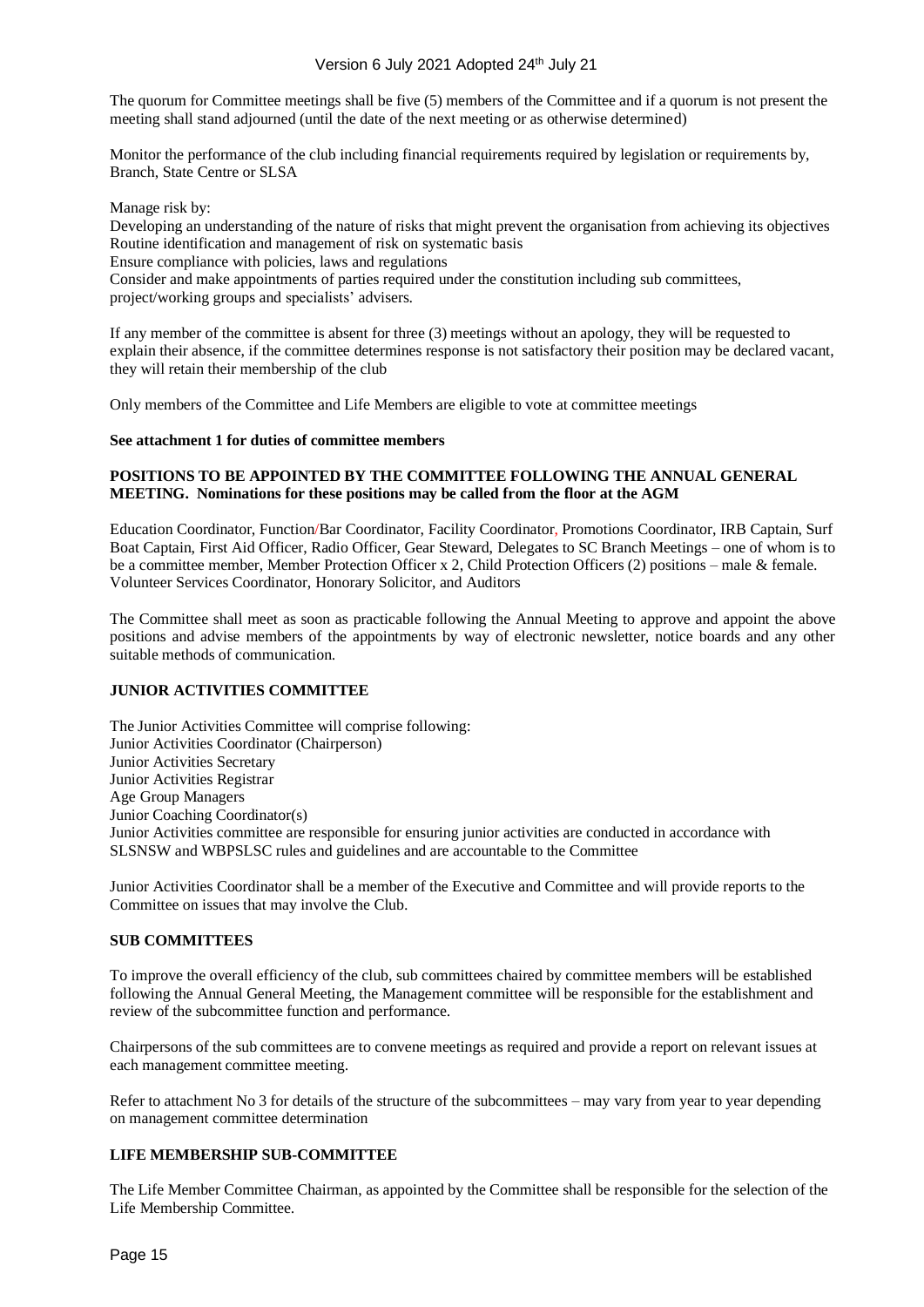The quorum for Committee meetings shall be five (5) members of the Committee and if a quorum is not present the meeting shall stand adjourned (until the date of the next meeting or as otherwise determined)

Monitor the performance of the club including financial requirements required by legislation or requirements by, Branch, State Centre or SLSA

Manage risk by:
Developing an understanding of the nature of risks that might prevent the organisation from achieving its objectives
Routine identification and management of risk on systematic basis
Ensure compliance with policies, laws and regulations
Consider and make appointments of parties required under the constitution including sub committees, project/working groups and specialists' advisers.

If any member of the committee is absent for three (3) meetings without an apology, they will be requested to explain their absence, if the committee determines response is not satisfactory their position may be declared vacant, they will retain their membership of the club

Only members of the Committee and Life Members are eligible to vote at committee meetings

**See attachment 1 for duties of committee members**

**POSITIONS TO BE APPOINTED BY THE COMMITTEE FOLLOWING THE ANNUAL GENERAL MEETING. Nominations for these positions may be called from the floor at the AGM**

Education Coordinator, Function/Bar Coordinator, Facility Coordinator, Promotions Coordinator, IRB Captain, Surf Boat Captain, First Aid Officer, Radio Officer, Gear Steward, Delegates to SC Branch Meetings – one of whom is to be a committee member, Member Protection Officer x 2, Child Protection Officers (2) positions – male & female. Volunteer Services Coordinator, Honorary Solicitor, and Auditors

The Committee shall meet as soon as practicable following the Annual Meeting to approve and appoint the above positions and advise members of the appointments by way of electronic newsletter, notice boards and any other suitable methods of communication.

**JUNIOR ACTIVITIES COMMITTEE**

The Junior Activities Committee will comprise following:
Junior Activities Coordinator (Chairperson)
Junior Activities Secretary
Junior Activities Registrar
Age Group Managers
Junior Coaching Coordinator(s)
Junior Activities committee are responsible for ensuring junior activities are conducted in accordance with SLSNSW and WBPSLSC rules and guidelines and are accountable to the Committee

Junior Activities Coordinator shall be a member of the Executive and Committee and will provide reports to the Committee on issues that may involve the Club.

**SUB COMMITTEES**

To improve the overall efficiency of the club, sub committees chaired by committee members will be established following the Annual General Meeting, the Management committee will be responsible for the establishment and review of the subcommittee function and performance.

Chairpersons of the sub committees are to convene meetings as required and provide a report on relevant issues at each management committee meeting.

Refer to attachment No 3 for details of the structure of the subcommittees – may vary from year to year depending on management committee determination

**LIFE MEMBERSHIP SUB-COMMITTEE**

The Life Member Committee Chairman, as appointed by the Committee shall be responsible for the selection of the Life Membership Committee.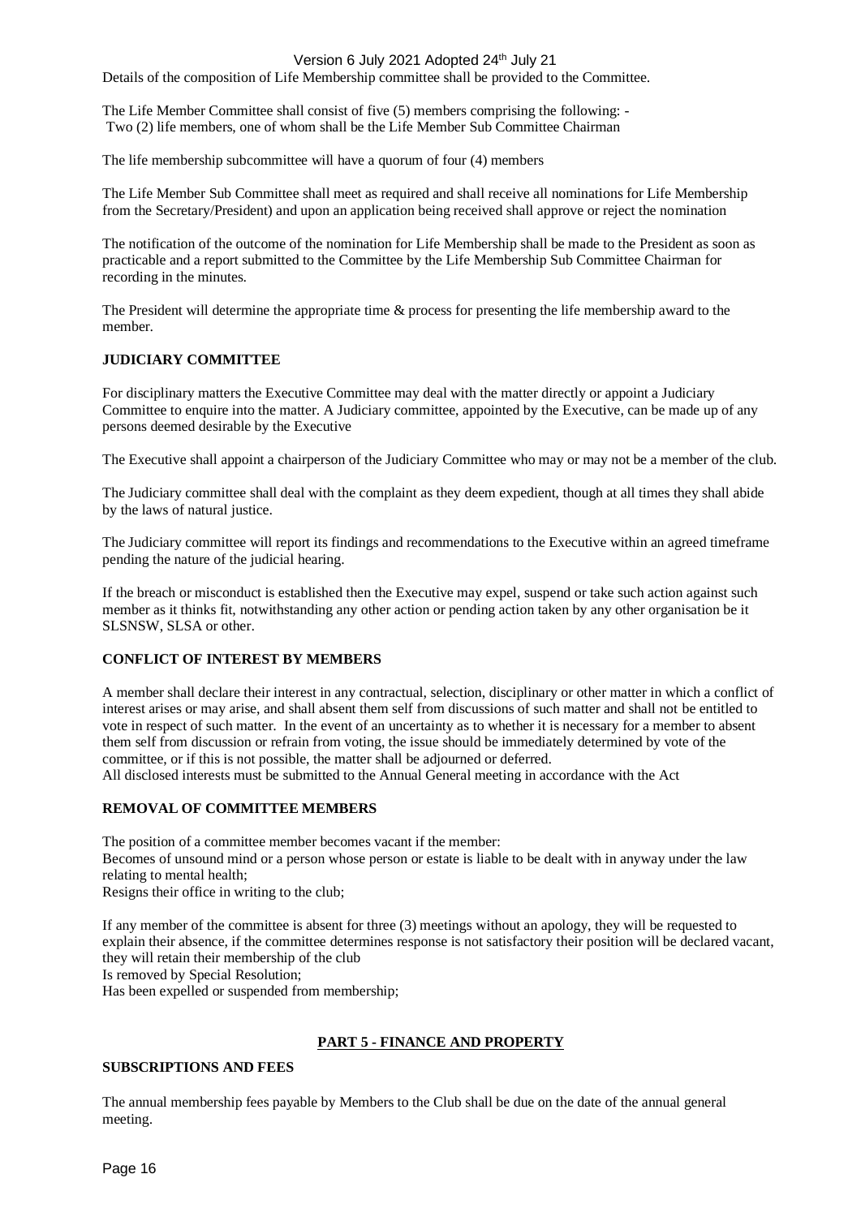Details of the composition of Life Membership committee shall be provided to the Committee.

The Life Member Committee shall consist of five (5) members comprising the following: -
Two (2) life members, one of whom shall be the Life Member Sub Committee Chairman

The life membership subcommittee will have a quorum of four (4) members

The Life Member Sub Committee shall meet as required and shall receive all nominations for Life Membership from the Secretary/President) and upon an application being received shall approve or reject the nomination

The notification of the outcome of the nomination for Life Membership shall be made to the President as soon as practicable and a report submitted to the Committee by the Life Membership Sub Committee Chairman for recording in the minutes.

The President will determine the appropriate time & process for presenting the life membership award to the member.

**JUDICIARY COMMITTEE**

For disciplinary matters the Executive Committee may deal with the matter directly or appoint a Judiciary Committee to enquire into the matter. A Judiciary committee, appointed by the Executive, can be made up of any persons deemed desirable by the Executive

The Executive shall appoint a chairperson of the Judiciary Committee who may or may not be a member of the club.

The Judiciary committee shall deal with the complaint as they deem expedient, though at all times they shall abide by the laws of natural justice.

The Judiciary committee will report its findings and recommendations to the Executive within an agreed timeframe pending the nature of the judicial hearing.

If the breach or misconduct is established then the Executive may expel, suspend or take such action against such member as it thinks fit, notwithstanding any other action or pending action taken by any other organisation be it SLSNSW, SLSA or other.

**CONFLICT OF INTEREST BY MEMBERS**

A member shall declare their interest in any contractual, selection, disciplinary or other matter in which a conflict of interest arises or may arise, and shall absent them self from discussions of such matter and shall not be entitled to vote in respect of such matter. In the event of an uncertainty as to whether it is necessary for a member to absent them self from discussion or refrain from voting, the issue should be immediately determined by vote of the committee, or if this is not possible, the matter shall be adjourned or deferred.
All disclosed interests must be submitted to the Annual General meeting in accordance with the Act

**REMOVAL OF COMMITTEE MEMBERS**

The position of a committee member becomes vacant if the member:
Becomes of unsound mind or a person whose person or estate is liable to be dealt with in anyway under the law relating to mental health;
Resigns their office in writing to the club;

If any member of the committee is absent for three (3) meetings without an apology, they will be requested to explain their absence, if the committee determines response is not satisfactory their position will be declared vacant, they will retain their membership of the club
Is removed by Special Resolution;
Has been expelled or suspended from membership;

## PART 5 - FINANCE AND PROPERTY

**SUBSCRIPTIONS AND FEES**

The annual membership fees payable by Members to the Club shall be due on the date of the annual general meeting.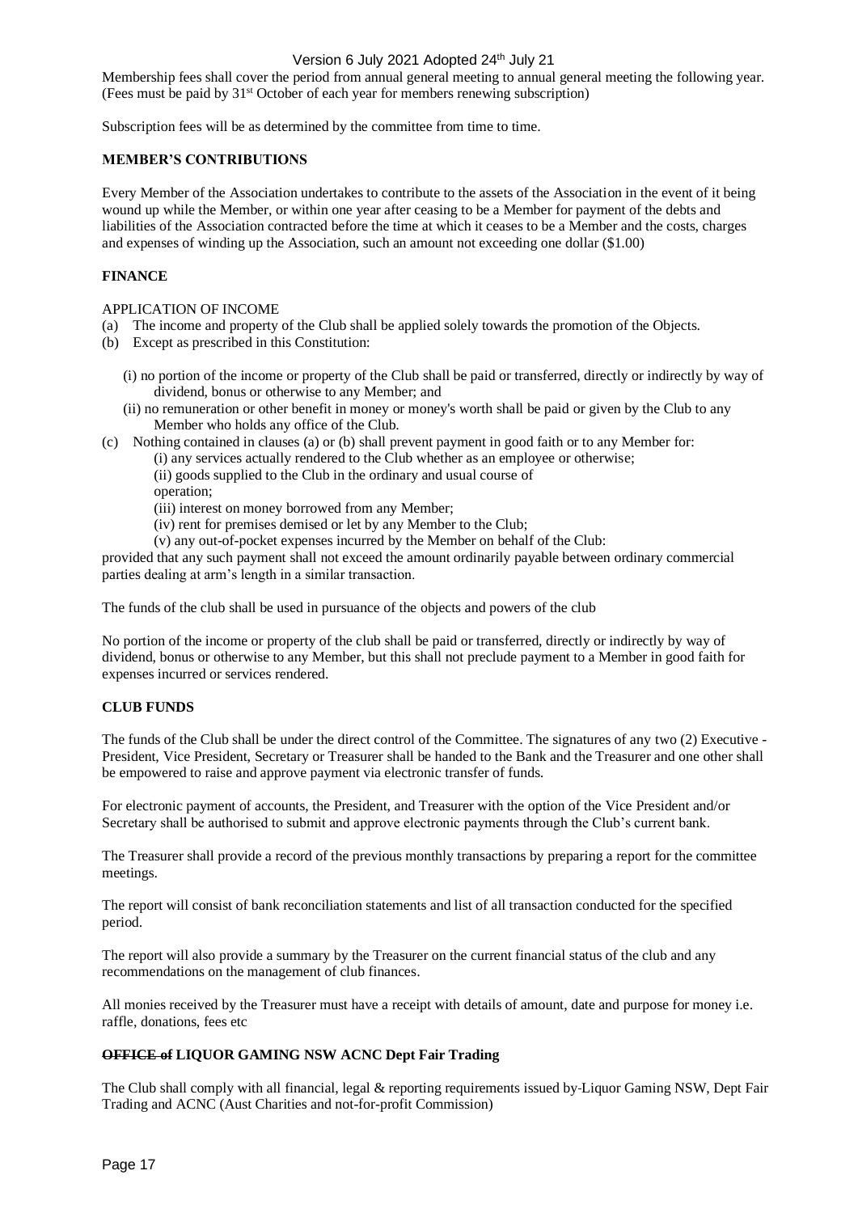Membership fees shall cover the period from annual general meeting to annual general meeting the following year. (Fees must be paid by 31st October of each year for members renewing subscription)

Subscription fees will be as determined by the committee from time to time.

**MEMBER'S CONTRIBUTIONS**

Every Member of the Association undertakes to contribute to the assets of the Association in the event of it being wound up while the Member, or within one year after ceasing to be a Member for payment of the debts and liabilities of the Association contracted before the time at which it ceases to be a Member and the costs, charges and expenses of winding up the Association, such an amount not exceeding one dollar ($1.00)

**FINANCE**

APPLICATION OF INCOME

(a) The income and property of the Club shall be applied solely towards the promotion of the Objects.
(b) Except as prescribed in this Constitution:
   (i) no portion of the income or property of the Club shall be paid or transferred, directly or indirectly by way of dividend, bonus or otherwise to any Member; and
   (ii) no remuneration or other benefit in money or money's worth shall be paid or given by the Club to any Member who holds any office of the Club.
(c) Nothing contained in clauses (a) or (b) shall prevent payment in good faith or to any Member for:
   (i) any services actually rendered to the Club whether as an employee or otherwise;
   (ii) goods supplied to the Club in the ordinary and usual course of operation;
   (iii) interest on money borrowed from any Member;
   (iv) rent for premises demised or let by any Member to the Club;
   (v) any out-of-pocket expenses incurred by the Member on behalf of the Club:

provided that any such payment shall not exceed the amount ordinarily payable between ordinary commercial parties dealing at arm's length in a similar transaction.

The funds of the club shall be used in pursuance of the objects and powers of the club

No portion of the income or property of the club shall be paid or transferred, directly or indirectly by way of dividend, bonus or otherwise to any Member, but this shall not preclude payment to a Member in good faith for expenses incurred or services rendered.

**CLUB FUNDS**

The funds of the Club shall be under the direct control of the Committee. The signatures of any two (2) Executive - President, Vice President, Secretary or Treasurer shall be handed to the Bank and the Treasurer and one other shall be empowered to raise and approve payment via electronic transfer of funds.

For electronic payment of accounts, the President, and Treasurer with the option of the Vice President and/or Secretary shall be authorised to submit and approve electronic payments through the Club's current bank.

The Treasurer shall provide a record of the previous monthly transactions by preparing a report for the committee meetings.

The report will consist of bank reconciliation statements and list of all transaction conducted for the specified period.

The report will also provide a summary by the Treasurer on the current financial status of the club and any recommendations on the management of club finances.

All monies received by the Treasurer must have a receipt with details of amount, date and purpose for money i.e. raffle, donations, fees etc

**~~OFFICE of~~ LIQUOR GAMING NSW ACNC Dept Fair Trading**

The Club shall comply with all financial, legal & reporting requirements issued by Liquor Gaming NSW, Dept Fair Trading and ACNC (Aust Charities and not-for-profit Commission)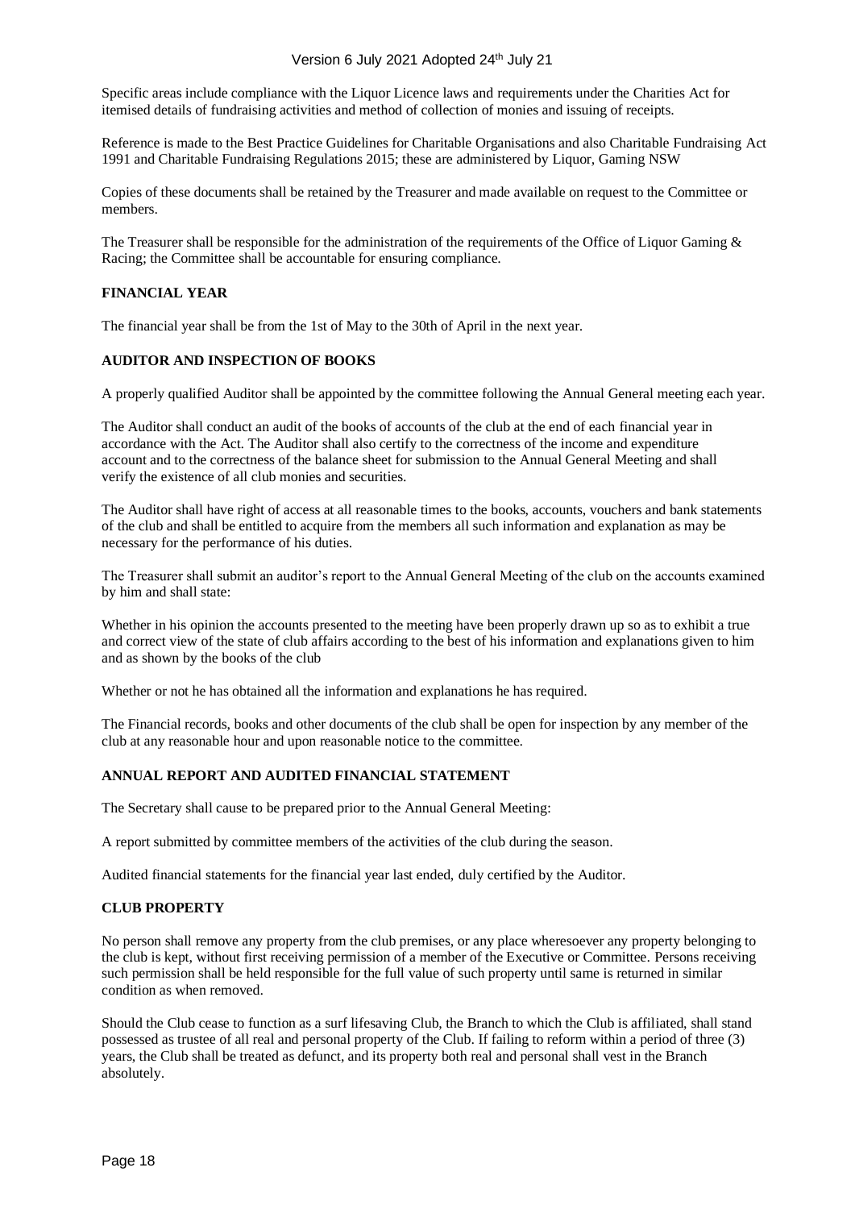Specific areas include compliance with the Liquor Licence laws and requirements under the Charities Act for itemised details of fundraising activities and method of collection of monies and issuing of receipts.

Reference is made to the Best Practice Guidelines for Charitable Organisations and also Charitable Fundraising Act 1991 and Charitable Fundraising Regulations 2015; these are administered by Liquor, Gaming NSW

Copies of these documents shall be retained by the Treasurer and made available on request to the Committee or members.

The Treasurer shall be responsible for the administration of the requirements of the Office of Liquor Gaming & Racing; the Committee shall be accountable for ensuring compliance.

**FINANCIAL YEAR**

The financial year shall be from the 1st of May to the 30th of April in the next year.

**AUDITOR AND INSPECTION OF BOOKS**

A properly qualified Auditor shall be appointed by the committee following the Annual General meeting each year.

The Auditor shall conduct an audit of the books of accounts of the club at the end of each financial year in accordance with the Act. The Auditor shall also certify to the correctness of the income and expenditure account and to the correctness of the balance sheet for submission to the Annual General Meeting and shall verify the existence of all club monies and securities.

The Auditor shall have right of access at all reasonable times to the books, accounts, vouchers and bank statements of the club and shall be entitled to acquire from the members all such information and explanation as may be necessary for the performance of his duties.

The Treasurer shall submit an auditor's report to the Annual General Meeting of the club on the accounts examined by him and shall state:

Whether in his opinion the accounts presented to the meeting have been properly drawn up so as to exhibit a true and correct view of the state of club affairs according to the best of his information and explanations given to him and as shown by the books of the club

Whether or not he has obtained all the information and explanations he has required.

The Financial records, books and other documents of the club shall be open for inspection by any member of the club at any reasonable hour and upon reasonable notice to the committee.

**ANNUAL REPORT AND AUDITED FINANCIAL STATEMENT**

The Secretary shall cause to be prepared prior to the Annual General Meeting:

A report submitted by committee members of the activities of the club during the season.

Audited financial statements for the financial year last ended, duly certified by the Auditor.

**CLUB PROPERTY**

No person shall remove any property from the club premises, or any place wheresoever any property belonging to the club is kept, without first receiving permission of a member of the Executive or Committee. Persons receiving such permission shall be held responsible for the full value of such property until same is returned in similar condition as when removed.

Should the Club cease to function as a surf lifesaving Club, the Branch to which the Club is affiliated, shall stand possessed as trustee of all real and personal property of the Club. If failing to reform within a period of three (3) years, the Club shall be treated as defunct, and its property both real and personal shall vest in the Branch absolutely.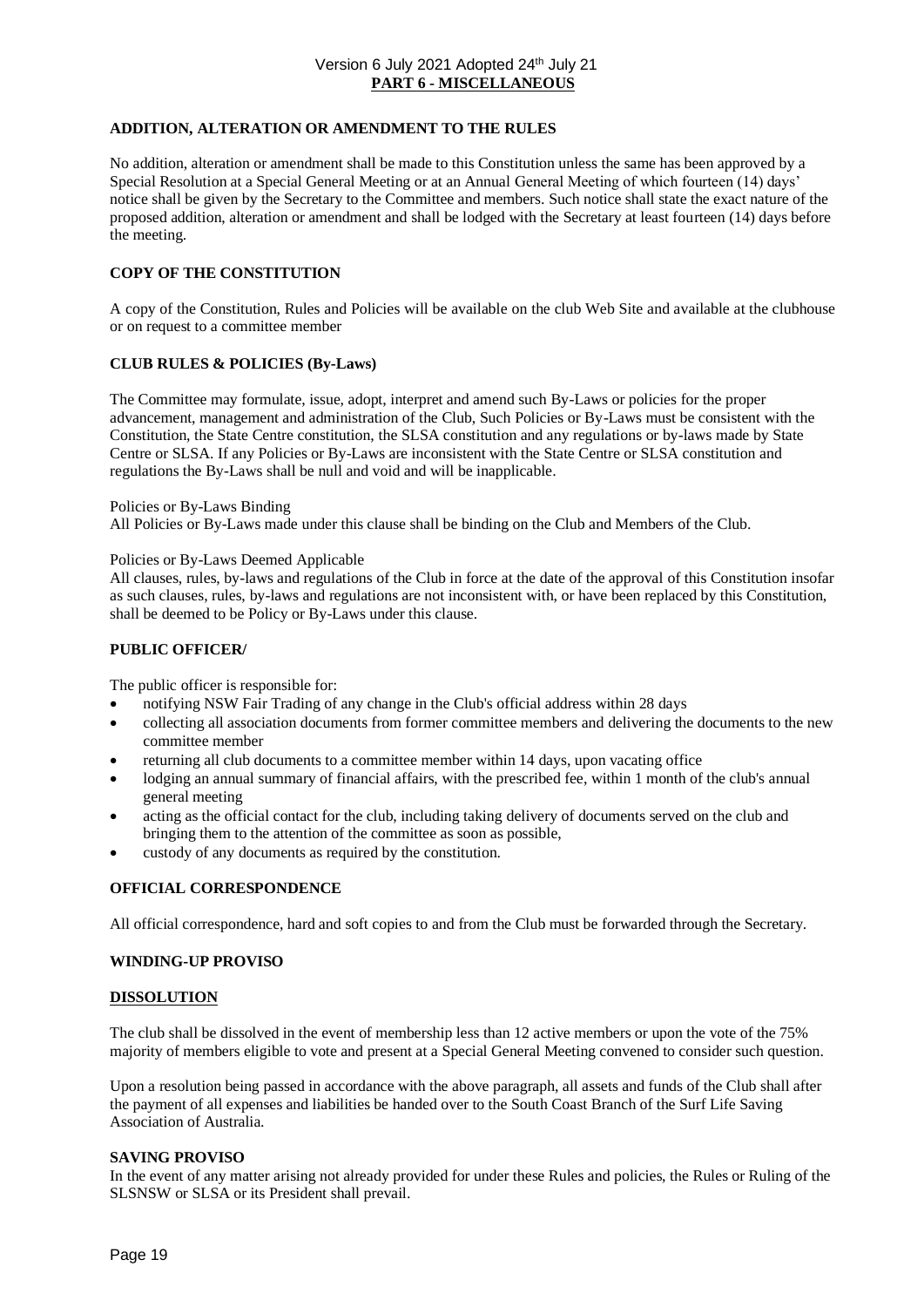## PART 6 - MISCELLANEOUS

### ADDITION, ALTERATION OR AMENDMENT TO THE RULES

No addition, alteration or amendment shall be made to this Constitution unless the same has been approved by a Special Resolution at a Special General Meeting or at an Annual General Meeting of which fourteen (14) days' notice shall be given by the Secretary to the Committee and members. Such notice shall state the exact nature of the proposed addition, alteration or amendment and shall be lodged with the Secretary at least fourteen (14) days before the meeting.

### COPY OF THE CONSTITUTION

A copy of the Constitution, Rules and Policies will be available on the club Web Site and available at the clubhouse or on request to a committee member

### CLUB RULES & POLICIES (By-Laws)

The Committee may formulate, issue, adopt, interpret and amend such By-Laws or policies for the proper advancement, management and administration of the Club, Such Policies or By-Laws must be consistent with the Constitution, the State Centre constitution, the SLSA constitution and any regulations or by-laws made by State Centre or SLSA. If any Policies or By-Laws are inconsistent with the State Centre or SLSA constitution and regulations the By-Laws shall be null and void and will be inapplicable.

Policies or By-Laws Binding
All Policies or By-Laws made under this clause shall be binding on the Club and Members of the Club.

Policies or By-Laws Deemed Applicable
All clauses, rules, by-laws and regulations of the Club in force at the date of the approval of this Constitution insofar as such clauses, rules, by-laws and regulations are not inconsistent with, or have been replaced by this Constitution, shall be deemed to be Policy or By-Laws under this clause.

### PUBLIC OFFICER/

The public officer is responsible for:

- notifying NSW Fair Trading of any change in the Club's official address within 28 days
- collecting all association documents from former committee members and delivering the documents to the new committee member
- returning all club documents to a committee member within 14 days, upon vacating office
- lodging an annual summary of financial affairs, with the prescribed fee, within 1 month of the club's annual general meeting
- acting as the official contact for the club, including taking delivery of documents served on the club and bringing them to the attention of the committee as soon as possible,
- custody of any documents as required by the constitution.

### OFFICIAL CORRESPONDENCE

All official correspondence, hard and soft copies to and from the Club must be forwarded through the Secretary.

### WINDING-UP PROVISO

### DISSOLUTION

The club shall be dissolved in the event of membership less than 12 active members or upon the vote of the 75% majority of members eligible to vote and present at a Special General Meeting convened to consider such question.

Upon a resolution being passed in accordance with the above paragraph, all assets and funds of the Club shall after the payment of all expenses and liabilities be handed over to the South Coast Branch of the Surf Life Saving Association of Australia.

### SAVING PROVISO

In the event of any matter arising not already provided for under these Rules and policies, the Rules or Ruling of the SLSNSW or SLSA or its President shall prevail.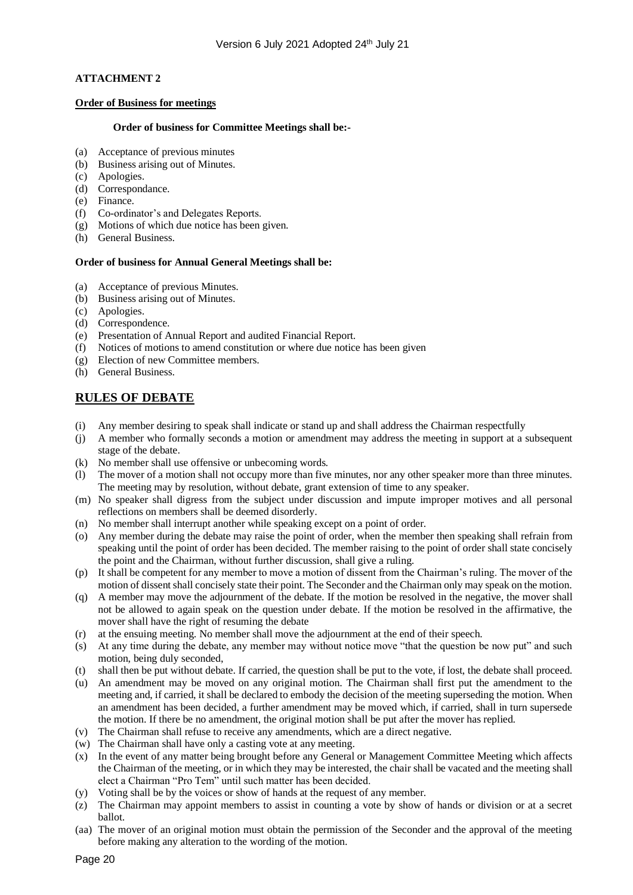**ATTACHMENT 2**

**Order of Business for meetings**

**Order of business for Committee Meetings shall be:-**

(a) Acceptance of previous minutes
(b) Business arising out of Minutes.
(c) Apologies.
(d) Correspondance.
(e) Finance.
(f) Co-ordinator's and Delegates Reports.
(g) Motions of which due notice has been given.
(h) General Business.

**Order of business for Annual General Meetings shall be:**

(a) Acceptance of previous Minutes.
(b) Business arising out of Minutes.
(c) Apologies.
(d) Correspondence.
(e) Presentation of Annual Report and audited Financial Report.
(f) Notices of motions to amend constitution or where due notice has been given
(g) Election of new Committee members.
(h) General Business.

## RULES OF DEBATE

(i) Any member desiring to speak shall indicate or stand up and shall address the Chairman respectfully
(j) A member who formally seconds a motion or amendment may address the meeting in support at a subsequent stage of the debate.
(k) No member shall use offensive or unbecoming words.
(l) The mover of a motion shall not occupy more than five minutes, nor any other speaker more than three minutes. The meeting may by resolution, without debate, grant extension of time to any speaker.
(m) No speaker shall digress from the subject under discussion and impute improper motives and all personal reflections on members shall be deemed disorderly.
(n) No member shall interrupt another while speaking except on a point of order.
(o) Any member during the debate may raise the point of order, when the member then speaking shall refrain from speaking until the point of order has been decided. The member raising to the point of order shall state concisely the point and the Chairman, without further discussion, shall give a ruling.
(p) It shall be competent for any member to move a motion of dissent from the Chairman's ruling. The mover of the motion of dissent shall concisely state their point. The Seconder and the Chairman only may speak on the motion.
(q) A member may move the adjournment of the debate. If the motion be resolved in the negative, the mover shall not be allowed to again speak on the question under debate. If the motion be resolved in the affirmative, the mover shall have the right of resuming the debate
(r) at the ensuing meeting. No member shall move the adjournment at the end of their speech.
(s) At any time during the debate, any member may without notice move "that the question be now put" and such motion, being duly seconded,
(t) shall then be put without debate. If carried, the question shall be put to the vote, if lost, the debate shall proceed.
(u) An amendment may be moved on any original motion. The Chairman shall first put the amendment to the meeting and, if carried, it shall be declared to embody the decision of the meeting superseding the motion. When an amendment has been decided, a further amendment may be moved which, if carried, shall in turn supersede the motion. If there be no amendment, the original motion shall be put after the mover has replied.
(v) The Chairman shall refuse to receive any amendments, which are a direct negative.
(w) The Chairman shall have only a casting vote at any meeting.
(x) In the event of any matter being brought before any General or Management Committee Meeting which affects the Chairman of the meeting, or in which they may be interested, the chair shall be vacated and the meeting shall elect a Chairman "Pro Tem" until such matter has been decided.
(y) Voting shall be by the voices or show of hands at the request of any member.
(z) The Chairman may appoint members to assist in counting a vote by show of hands or division or at a secret ballot.
(aa) The mover of an original motion must obtain the permission of the Seconder and the approval of the meeting before making any alteration to the wording of the motion.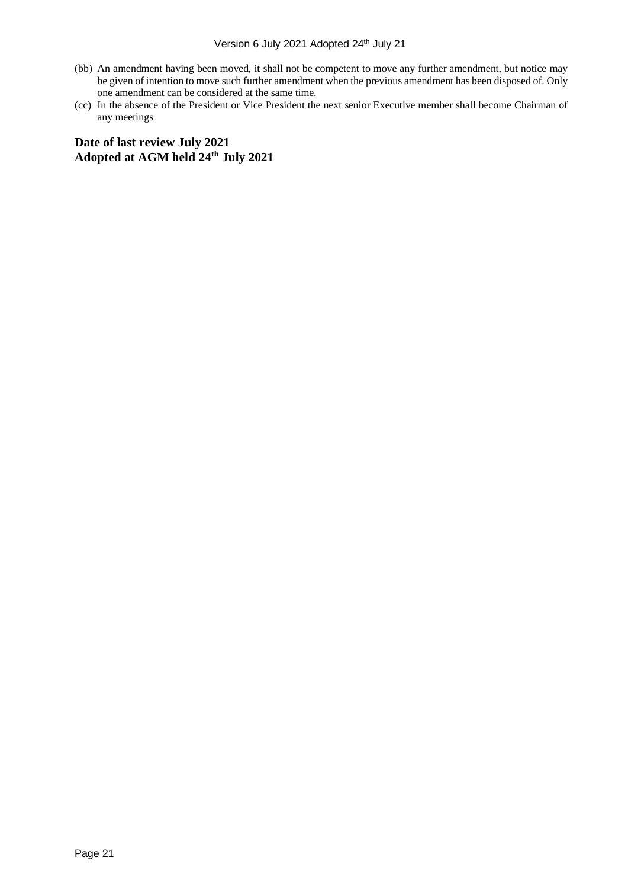(bb) An amendment having been moved, it shall not be competent to move any further amendment, but notice may be given of intention to move such further amendment when the previous amendment has been disposed of. Only one amendment can be considered at the same time.

(cc) In the absence of the President or Vice President the next senior Executive member shall become Chairman of any meetings

**Date of last review July 2021**
**Adopted at AGM held 24th July 2021**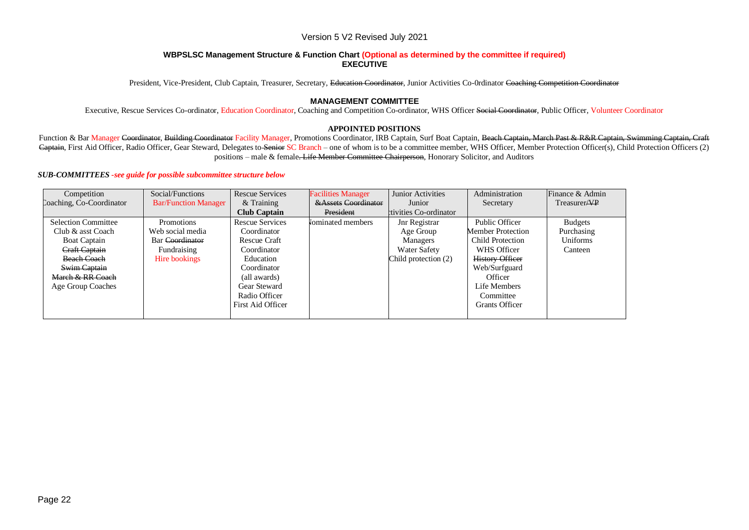Version 5 V2 Revised July 2021

**WBPSLSC Management Structure & Function Chart (Optional as determined by the committee if required)**

**EXECUTIVE**

President, Vice-President, Club Captain, Treasurer, Secretary, ~~Education Coordinator~~, Junior Activities Co-0rdinator ~~Coaching Competition Coordinator~~

**MANAGEMENT COMMITTEE**

Executive, Rescue Services Co-ordinator, Education Coordinator, Coaching and Competition Co-ordinator, WHS Officer ~~Social Coordinator~~, Public Officer, Volunteer Coordinator

**APPOINTED POSITIONS**

Function & Bar Manager ~~Coordinator~~, ~~Building Coordinator~~ Facility Manager, Promotions Coordinator, IRB Captain, Surf Boat Captain, ~~Beach Captain, March Past & R&R Captain, Swimming Captain, Craft Captain~~, First Aid Officer, Radio Officer, Gear Steward, Delegates to ~~Senior~~ SC Branch – one of whom is to be a committee member, WHS Officer, Member Protection Officer(s), Child Protection Officers (2) positions – male & female~~. Life Member Committee Chairperson~~, Honorary Solicitor, and Auditors

***SUB-COMMITTEES -see guide for possible subcommittee structure below***

| Competition<br>Coaching, Co-Coordinator | Social/Functions<br>Bar/Function Manager | Rescue Services & Training<br>**Club Captain** | Facilities Manager<br>~~&Assets Coordinator~~<br>~~President~~ | Junior Activities<br>Junior Activities Co-ordinator | Administration<br>Secretary | Finance & Admin<br>Treasurer~~/VP~~ |
|---|---|---|---|---|---|---|
| Selection Committee<br>Club & asst Coach<br>Boat Captain<br>~~Craft Captain~~<br>~~Beach Coach~~<br>~~Swim Captain~~<br>~~March & RR Coach~~<br>Age Group Coaches | Promotions<br>Web social media<br>Bar ~~Coordinator~~<br>Fundraising<br>Hire bookings | Rescue Services Coordinator<br>Rescue Craft Coordinator<br>Education Coordinator (all awards)<br>Gear Steward<br>Radio Officer<br>First Aid Officer | Nominated members | Jnr Registrar<br>Age Group Managers<br>Water Safety<br>Child protection (2) | Public Officer<br>Member Protection<br>Child Protection<br>WHS Officer<br>~~History Officer~~<br>Web/Surfguard Officer<br>Life Members Committee<br>Grants Officer | Budgets<br>Purchasing<br>Uniforms<br>Canteen |